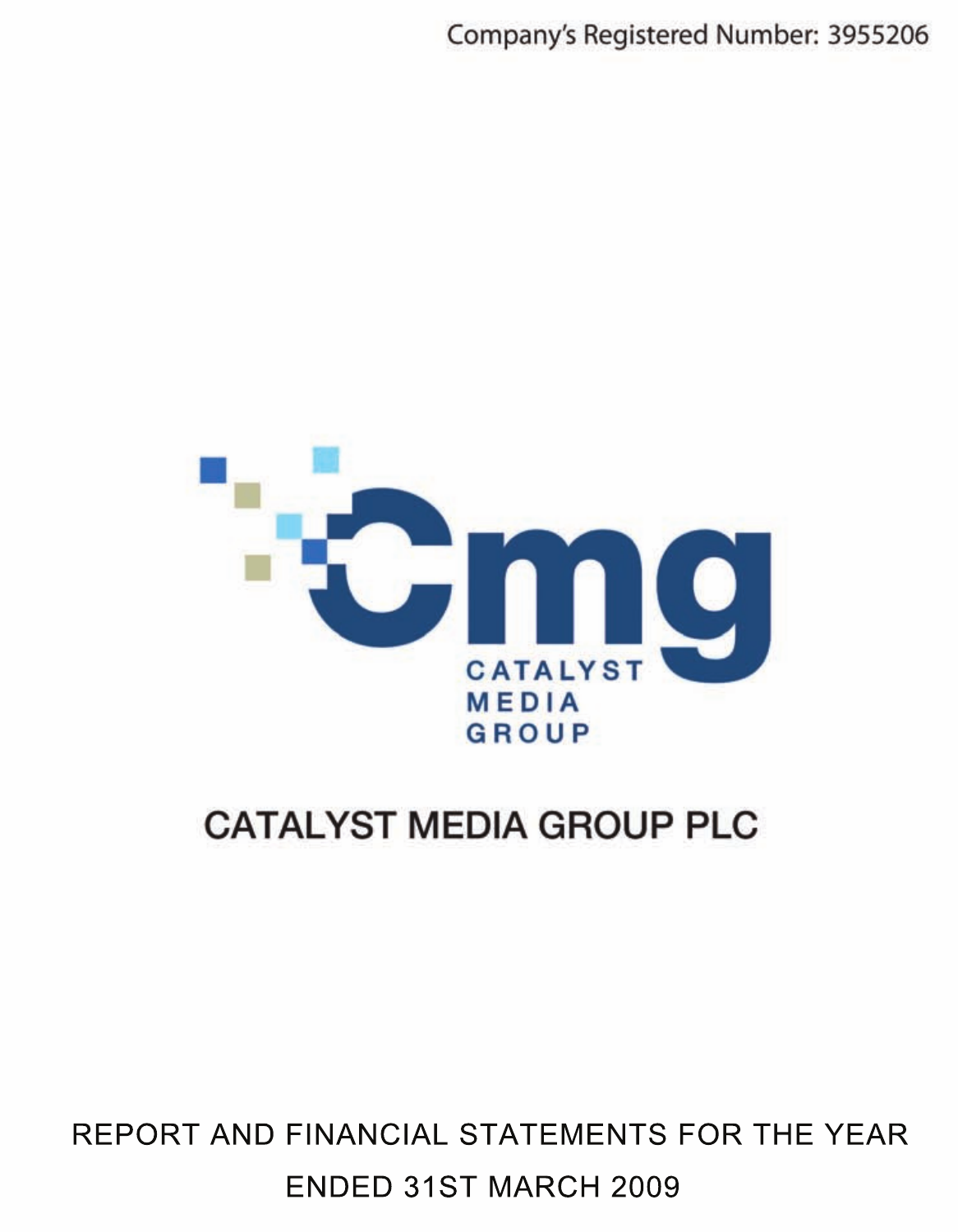Company's Registered Number: 3955206

Cmg

CATALYST MEDIA GROUP

# CATALYST MEDIA GROUP PLC

REPORT AND FINANCIAL STATEMENTS FOR THE YEAR ENDED 31ST MARCH 2009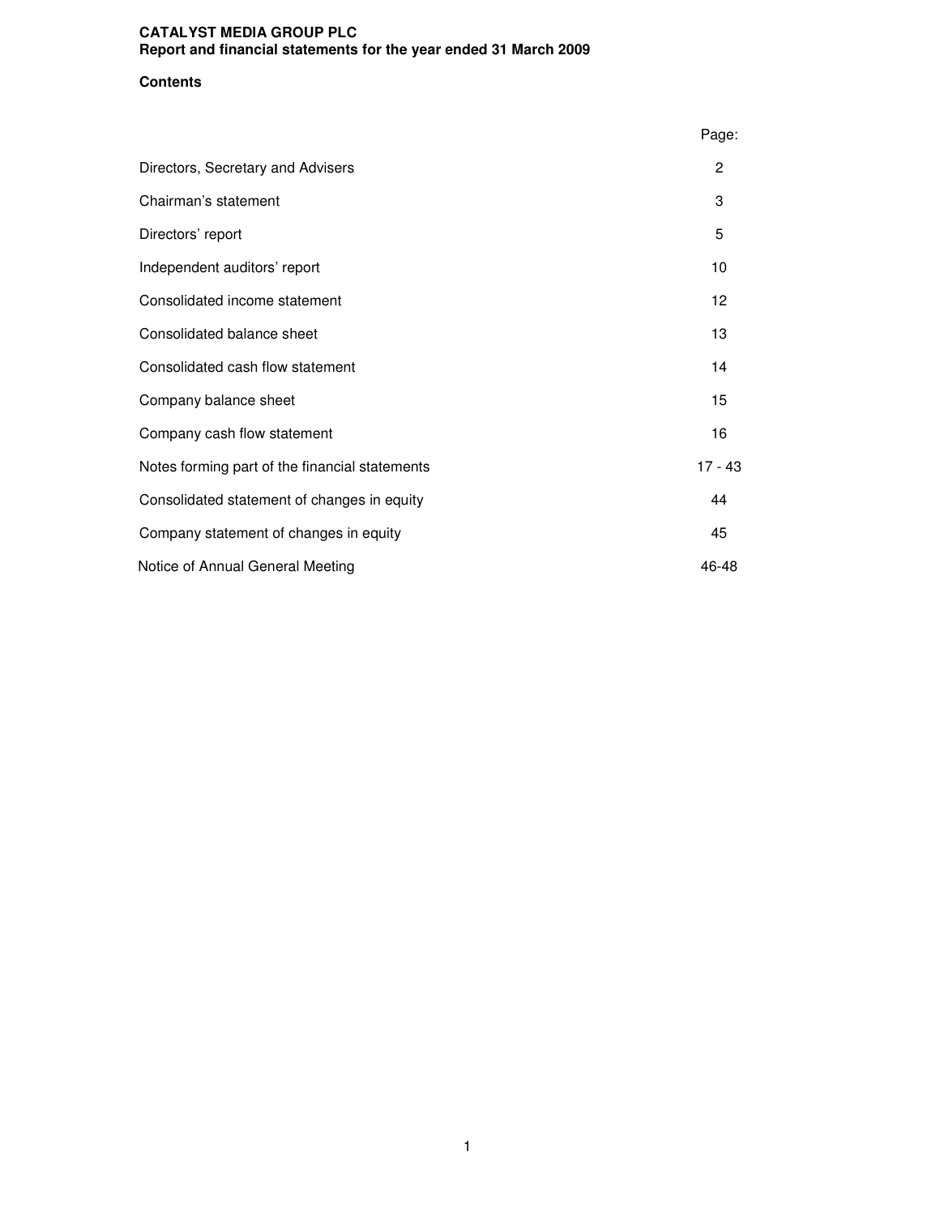**CATALYST MEDIA GROUP PLC**
**Report and financial statements for the year ended 31 March 2009**

## Contents

| | Page: |
|---|---|
| Directors, Secretary and Advisers | 2 |
| Chairman's statement | 3 |
| Directors' report | 5 |
| Independent auditors' report | 10 |
| Consolidated income statement | 12 |
| Consolidated balance sheet | 13 |
| Consolidated cash flow statement | 14 |
| Company balance sheet | 15 |
| Company cash flow statement | 16 |
| Notes forming part of the financial statements | 17 - 43 |
| Consolidated statement of changes in equity | 44 |
| Company statement of changes in equity | 45 |
| Notice of Annual General Meeting | 46-48 |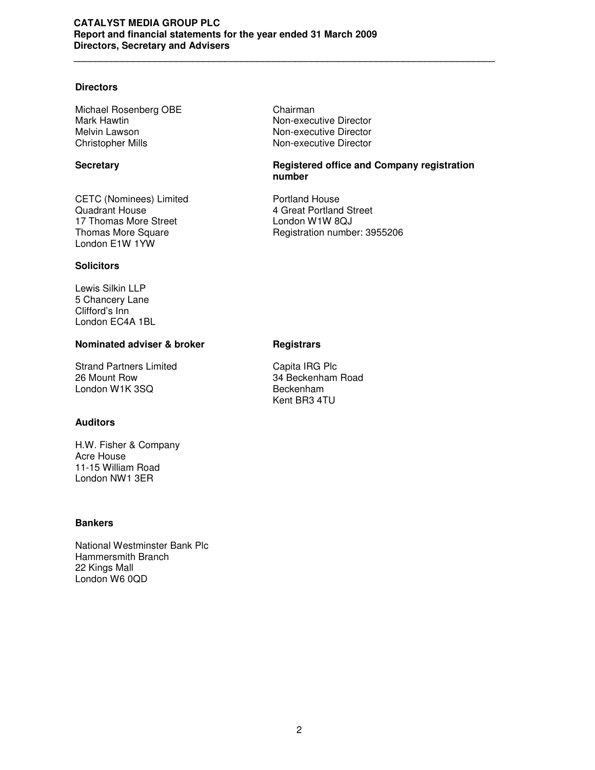## Directors

| | |
|---|---|
| Michael Rosenberg OBE | Chairman |
| Mark Hawtin | Non-executive Director |
| Melvin Lawson | Non-executive Director |
| Christopher Mills | Non-executive Director |

## Secretary

CETC (Nominees) Limited
Quadrant House
17 Thomas More Street
Thomas More Square
London E1W 1YW

## Registered office and Company registration number

Portland House
4 Great Portland Street
London W1W 8QJ
Registration number: 3955206

## Solicitors

Lewis Silkin LLP
5 Chancery Lane
Clifford's Inn
London EC4A 1BL

## Nominated adviser & broker

Strand Partners Limited
26 Mount Row
London W1K 3SQ

## Registrars

Capita IRG Plc
34 Beckenham Road
Beckenham
Kent BR3 4TU

## Auditors

H.W. Fisher & Company
Acre House
11-15 William Road
London NW1 3ER

## Bankers

National Westminster Bank Plc
Hammersmith Branch
22 Kings Mall
London W6 0QD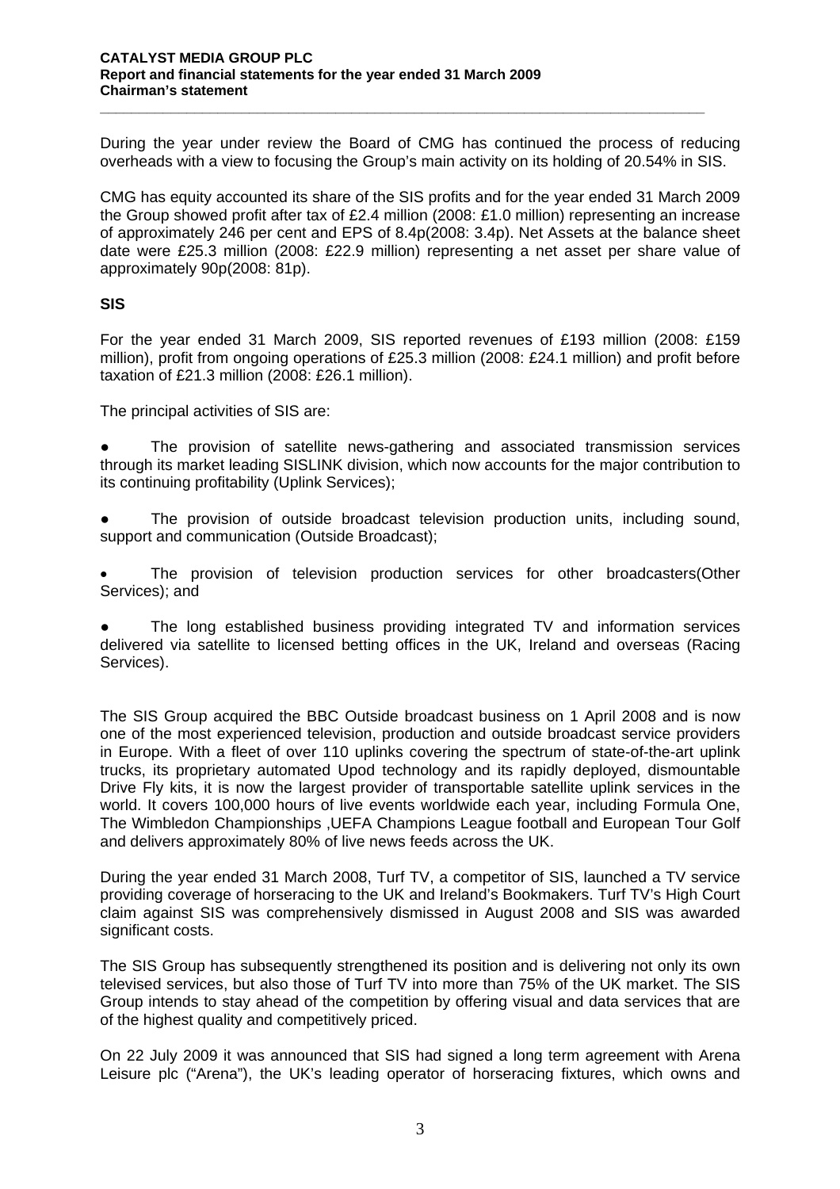During the year under review the Board of CMG has continued the process of reducing overheads with a view to focusing the Group's main activity on its holding of 20.54% in SIS.

CMG has equity accounted its share of the SIS profits and for the year ended 31 March 2009 the Group showed profit after tax of £2.4 million (2008: £1.0 million) representing an increase of approximately 246 per cent and EPS of 8.4p(2008: 3.4p). Net Assets at the balance sheet date were £25.3 million (2008: £22.9 million) representing a net asset per share value of approximately 90p(2008: 81p).

**SIS**

For the year ended 31 March 2009, SIS reported revenues of £193 million (2008: £159 million), profit from ongoing operations of £25.3 million (2008: £24.1 million) and profit before taxation of £21.3 million (2008: £26.1 million).

The principal activities of SIS are:

- The provision of satellite news-gathering and associated transmission services through its market leading SISLINK division, which now accounts for the major contribution to its continuing profitability (Uplink Services);
- The provision of outside broadcast television production units, including sound, support and communication (Outside Broadcast);
- The provision of television production services for other broadcasters(Other Services); and
- The long established business providing integrated TV and information services delivered via satellite to licensed betting offices in the UK, Ireland and overseas (Racing Services).

The SIS Group acquired the BBC Outside broadcast business on 1 April 2008 and is now one of the most experienced television, production and outside broadcast service providers in Europe. With a fleet of over 110 uplinks covering the spectrum of state-of-the-art uplink trucks, its proprietary automated Upod technology and its rapidly deployed, dismountable Drive Fly kits, it is now the largest provider of transportable satellite uplink services in the world. It covers 100,000 hours of live events worldwide each year, including Formula One, The Wimbledon Championships ,UEFA Champions League football and European Tour Golf and delivers approximately 80% of live news feeds across the UK.

During the year ended 31 March 2008, Turf TV, a competitor of SIS, launched a TV service providing coverage of horseracing to the UK and Ireland's Bookmakers. Turf TV's High Court claim against SIS was comprehensively dismissed in August 2008 and SIS was awarded significant costs.

The SIS Group has subsequently strengthened its position and is delivering not only its own televised services, but also those of Turf TV into more than 75% of the UK market. The SIS Group intends to stay ahead of the competition by offering visual and data services that are of the highest quality and competitively priced.

On 22 July 2009 it was announced that SIS had signed a long term agreement with Arena Leisure plc ("Arena"), the UK's leading operator of horseracing fixtures, which owns and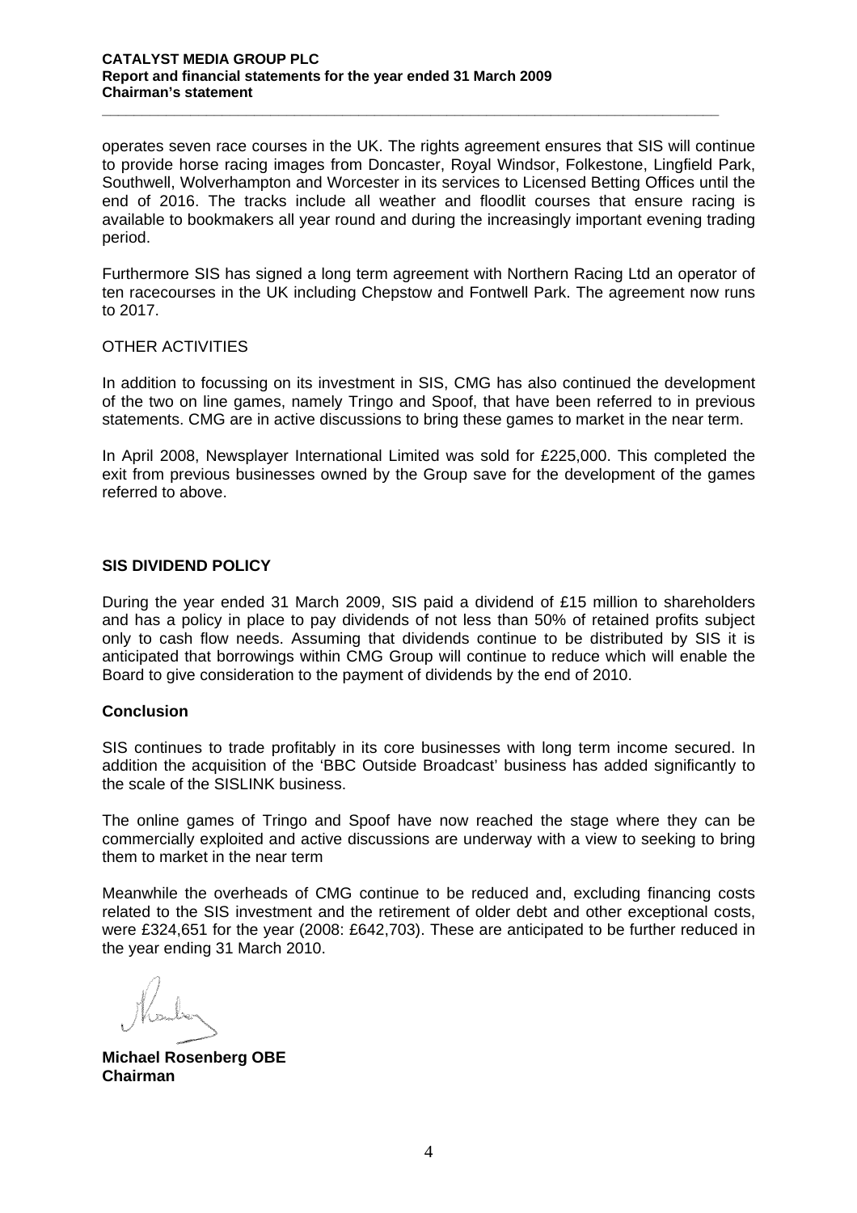operates seven race courses in the UK. The rights agreement ensures that SIS will continue to provide horse racing images from Doncaster, Royal Windsor, Folkestone, Lingfield Park, Southwell, Wolverhampton and Worcester in its services to Licensed Betting Offices until the end of 2016. The tracks include all weather and floodlit courses that ensure racing is available to bookmakers all year round and during the increasingly important evening trading period.

Furthermore SIS has signed a long term agreement with Northern Racing Ltd an operator of ten racecourses in the UK including Chepstow and Fontwell Park. The agreement now runs to 2017.

OTHER ACTIVITIES

In addition to focussing on its investment in SIS, CMG has also continued the development of the two on line games, namely Tringo and Spoof, that have been referred to in previous statements. CMG are in active discussions to bring these games to market in the near term.

In April 2008, Newsplayer International Limited was sold for £225,000. This completed the exit from previous businesses owned by the Group save for the development of the games referred to above.

**SIS DIVIDEND POLICY**

During the year ended 31 March 2009, SIS paid a dividend of £15 million to shareholders and has a policy in place to pay dividends of not less than 50% of retained profits subject only to cash flow needs. Assuming that dividends continue to be distributed by SIS it is anticipated that borrowings within CMG Group will continue to reduce which will enable the Board to give consideration to the payment of dividends by the end of 2010.

**Conclusion**

SIS continues to trade profitably in its core businesses with long term income secured. In addition the acquisition of the 'BBC Outside Broadcast' business has added significantly to the scale of the SISLINK business.

The online games of Tringo and Spoof have now reached the stage where they can be commercially exploited and active discussions are underway with a view to seeking to bring them to market in the near term

Meanwhile the overheads of CMG continue to be reduced and, excluding financing costs related to the SIS investment and the retirement of older debt and other exceptional costs, were £324,651 for the year (2008: £642,703). These are anticipated to be further reduced in the year ending 31 March 2010.

**Michael Rosenberg OBE**
**Chairman**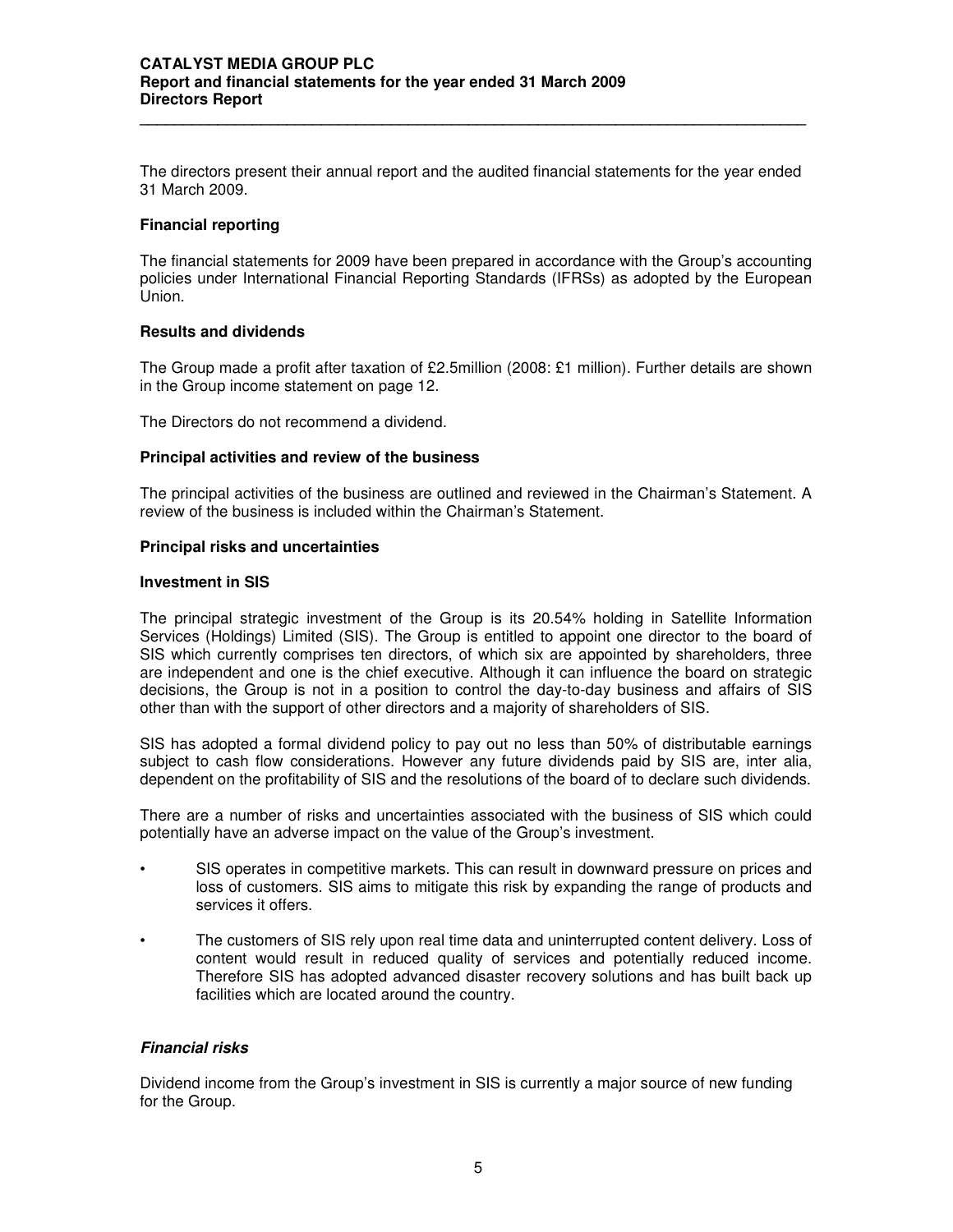The directors present their annual report and the audited financial statements for the year ended 31 March 2009.

**Financial reporting**

The financial statements for 2009 have been prepared in accordance with the Group's accounting policies under International Financial Reporting Standards (IFRSs) as adopted by the European Union.

**Results and dividends**

The Group made a profit after taxation of £2.5million (2008: £1 million). Further details are shown in the Group income statement on page 12.

The Directors do not recommend a dividend.

**Principal activities and review of the business**

The principal activities of the business are outlined and reviewed in the Chairman's Statement. A review of the business is included within the Chairman's Statement.

**Principal risks and uncertainties**

**Investment in SIS**

The principal strategic investment of the Group is its 20.54% holding in Satellite Information Services (Holdings) Limited (SIS). The Group is entitled to appoint one director to the board of SIS which currently comprises ten directors, of which six are appointed by shareholders, three are independent and one is the chief executive. Although it can influence the board on strategic decisions, the Group is not in a position to control the day-to-day business and affairs of SIS other than with the support of other directors and a majority of shareholders of SIS.

SIS has adopted a formal dividend policy to pay out no less than 50% of distributable earnings subject to cash flow considerations. However any future dividends paid by SIS are, inter alia, dependent on the profitability of SIS and the resolutions of the board of to declare such dividends.

There are a number of risks and uncertainties associated with the business of SIS which could potentially have an adverse impact on the value of the Group's investment.

- SIS operates in competitive markets. This can result in downward pressure on prices and loss of customers. SIS aims to mitigate this risk by expanding the range of products and services it offers.
- The customers of SIS rely upon real time data and uninterrupted content delivery. Loss of content would result in reduced quality of services and potentially reduced income. Therefore SIS has adopted advanced disaster recovery solutions and has built back up facilities which are located around the country.

***Financial risks***

Dividend income from the Group's investment in SIS is currently a major source of new funding for the Group.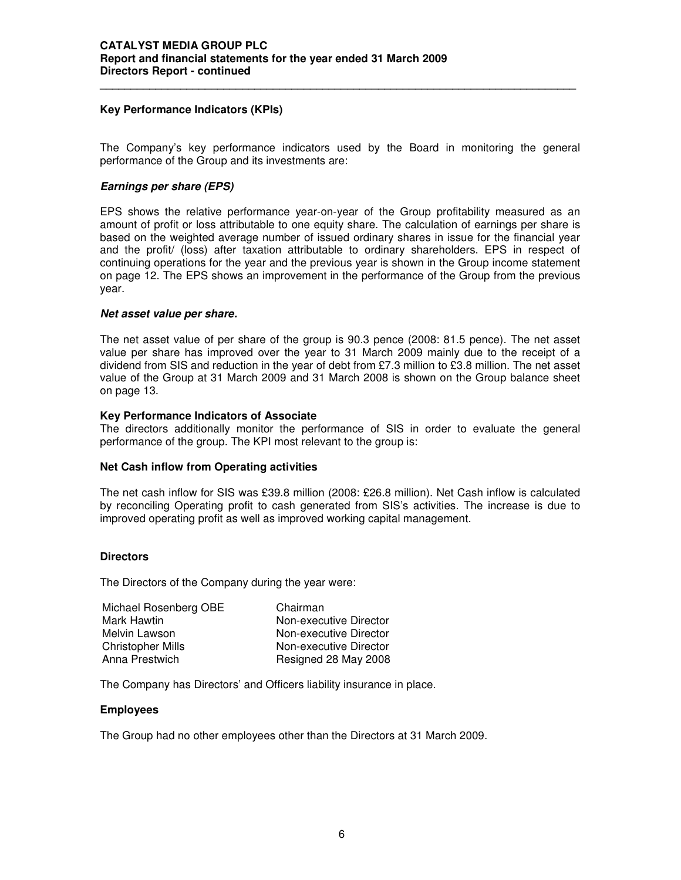## Key Performance Indicators (KPIs)

The Company's key performance indicators used by the Board in monitoring the general performance of the Group and its investments are:

### *Earnings per share (EPS)*

EPS shows the relative performance year-on-year of the Group profitability measured as an amount of profit or loss attributable to one equity share. The calculation of earnings per share is based on the weighted average number of issued ordinary shares in issue for the financial year and the profit/ (loss) after taxation attributable to ordinary shareholders. EPS in respect of continuing operations for the year and the previous year is shown in the Group income statement on page 12. The EPS shows an improvement in the performance of the Group from the previous year.

### *Net asset value per share.*

The net asset value of per share of the group is 90.3 pence (2008: 81.5 pence). The net asset value per share has improved over the year to 31 March 2009 mainly due to the receipt of a dividend from SIS and reduction in the year of debt from £7.3 million to £3.8 million. The net asset value of the Group at 31 March 2009 and 31 March 2008 is shown on the Group balance sheet on page 13.

### Key Performance Indicators of Associate

The directors additionally monitor the performance of SIS in order to evaluate the general performance of the group. The KPI most relevant to the group is:

### Net Cash inflow from Operating activities

The net cash inflow for SIS was £39.8 million (2008: £26.8 million). Net Cash inflow is calculated by reconciling Operating profit to cash generated from SIS's activities. The increase is due to improved operating profit as well as improved working capital management.

## Directors

The Directors of the Company during the year were:

| | |
|---|---|
| Michael Rosenberg OBE | Chairman |
| Mark Hawtin | Non-executive Director |
| Melvin Lawson | Non-executive Director |
| Christopher Mills | Non-executive Director |
| Anna Prestwich | Resigned 28 May 2008 |

The Company has Directors' and Officers liability insurance in place.

## Employees

The Group had no other employees other than the Directors at 31 March 2009.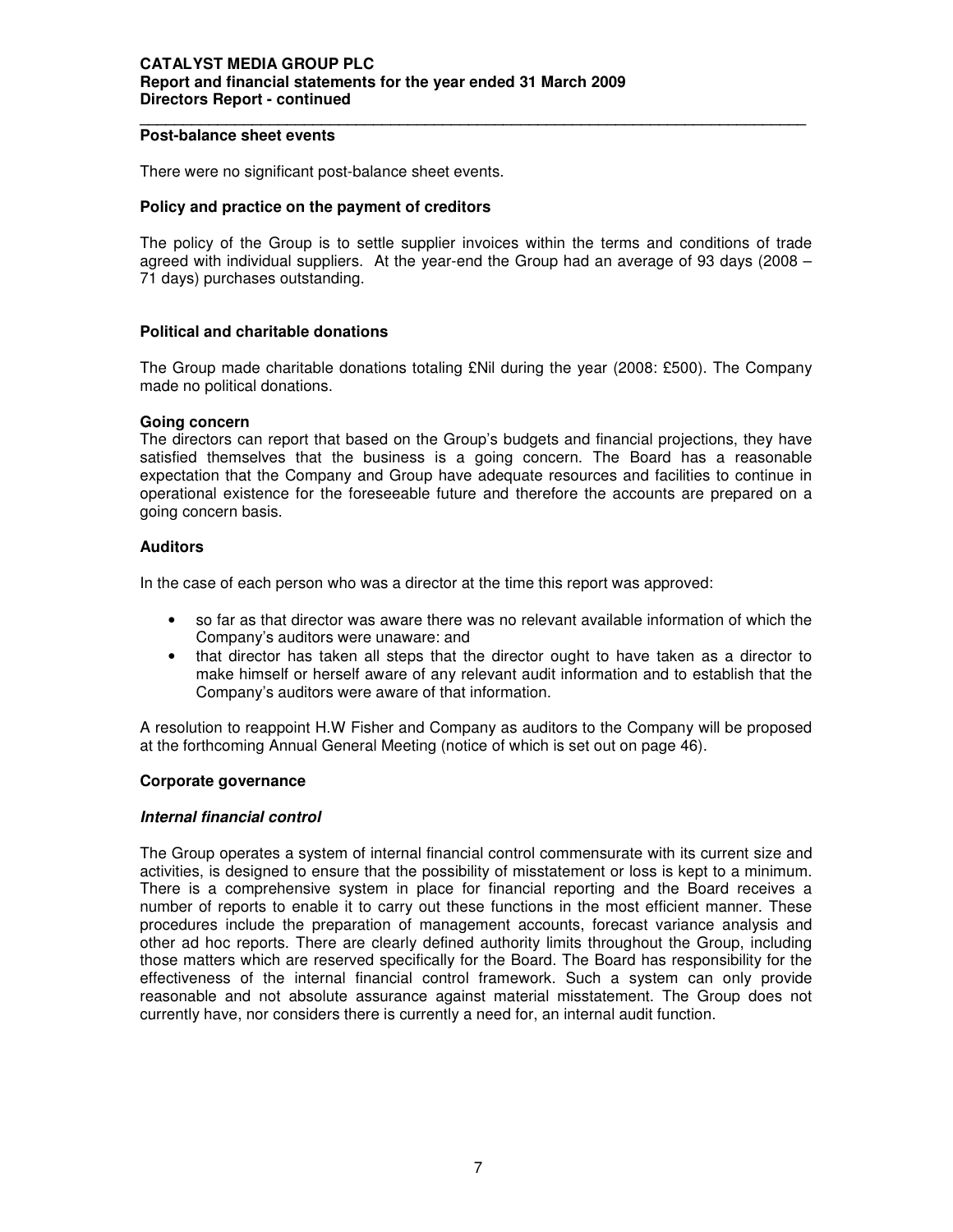**Post-balance sheet events**

There were no significant post-balance sheet events.

**Policy and practice on the payment of creditors**

The policy of the Group is to settle supplier invoices within the terms and conditions of trade agreed with individual suppliers. At the year-end the Group had an average of 93 days (2008 – 71 days) purchases outstanding.

**Political and charitable donations**

The Group made charitable donations totaling £Nil during the year (2008: £500). The Company made no political donations.

**Going concern**

The directors can report that based on the Group's budgets and financial projections, they have satisfied themselves that the business is a going concern. The Board has a reasonable expectation that the Company and Group have adequate resources and facilities to continue in operational existence for the foreseeable future and therefore the accounts are prepared on a going concern basis.

**Auditors**

In the case of each person who was a director at the time this report was approved:

- so far as that director was aware there was no relevant available information of which the Company's auditors were unaware: and
- that director has taken all steps that the director ought to have taken as a director to make himself or herself aware of any relevant audit information and to establish that the Company's auditors were aware of that information.

A resolution to reappoint H.W Fisher and Company as auditors to the Company will be proposed at the forthcoming Annual General Meeting (notice of which is set out on page 46).

**Corporate governance**

***Internal financial control***

The Group operates a system of internal financial control commensurate with its current size and activities, is designed to ensure that the possibility of misstatement or loss is kept to a minimum. There is a comprehensive system in place for financial reporting and the Board receives a number of reports to enable it to carry out these functions in the most efficient manner. These procedures include the preparation of management accounts, forecast variance analysis and other ad hoc reports. There are clearly defined authority limits throughout the Group, including those matters which are reserved specifically for the Board. The Board has responsibility for the effectiveness of the internal financial control framework. Such a system can only provide reasonable and not absolute assurance against material misstatement. The Group does not currently have, nor considers there is currently a need for, an internal audit function.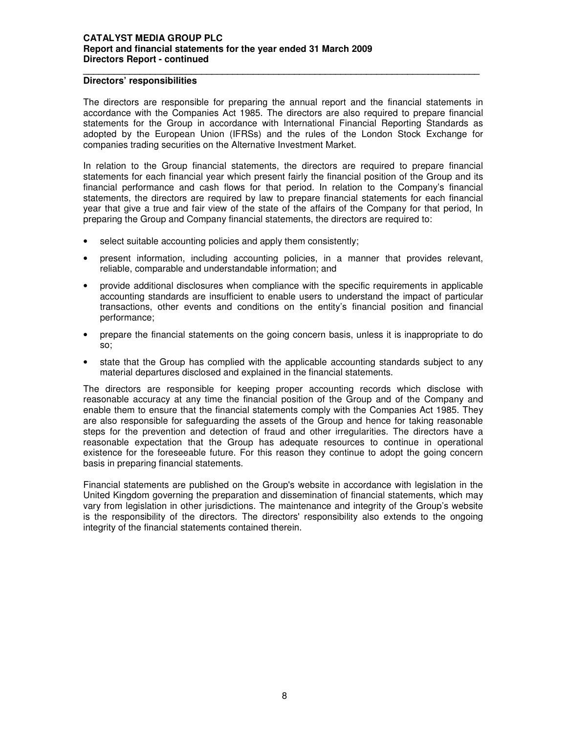## Directors' responsibilities

The directors are responsible for preparing the annual report and the financial statements in accordance with the Companies Act 1985. The directors are also required to prepare financial statements for the Group in accordance with International Financial Reporting Standards as adopted by the European Union (IFRSs) and the rules of the London Stock Exchange for companies trading securities on the Alternative Investment Market.

In relation to the Group financial statements, the directors are required to prepare financial statements for each financial year which present fairly the financial position of the Group and its financial performance and cash flows for that period. In relation to the Company's financial statements, the directors are required by law to prepare financial statements for each financial year that give a true and fair view of the state of the affairs of the Company for that period, In preparing the Group and Company financial statements, the directors are required to:

- select suitable accounting policies and apply them consistently;
- present information, including accounting policies, in a manner that provides relevant, reliable, comparable and understandable information; and
- provide additional disclosures when compliance with the specific requirements in applicable accounting standards are insufficient to enable users to understand the impact of particular transactions, other events and conditions on the entity's financial position and financial performance;
- prepare the financial statements on the going concern basis, unless it is inappropriate to do so;
- state that the Group has complied with the applicable accounting standards subject to any material departures disclosed and explained in the financial statements.

The directors are responsible for keeping proper accounting records which disclose with reasonable accuracy at any time the financial position of the Group and of the Company and enable them to ensure that the financial statements comply with the Companies Act 1985. They are also responsible for safeguarding the assets of the Group and hence for taking reasonable steps for the prevention and detection of fraud and other irregularities. The directors have a reasonable expectation that the Group has adequate resources to continue in operational existence for the foreseeable future. For this reason they continue to adopt the going concern basis in preparing financial statements.

Financial statements are published on the Group's website in accordance with legislation in the United Kingdom governing the preparation and dissemination of financial statements, which may vary from legislation in other jurisdictions. The maintenance and integrity of the Group's website is the responsibility of the directors. The directors' responsibility also extends to the ongoing integrity of the financial statements contained therein.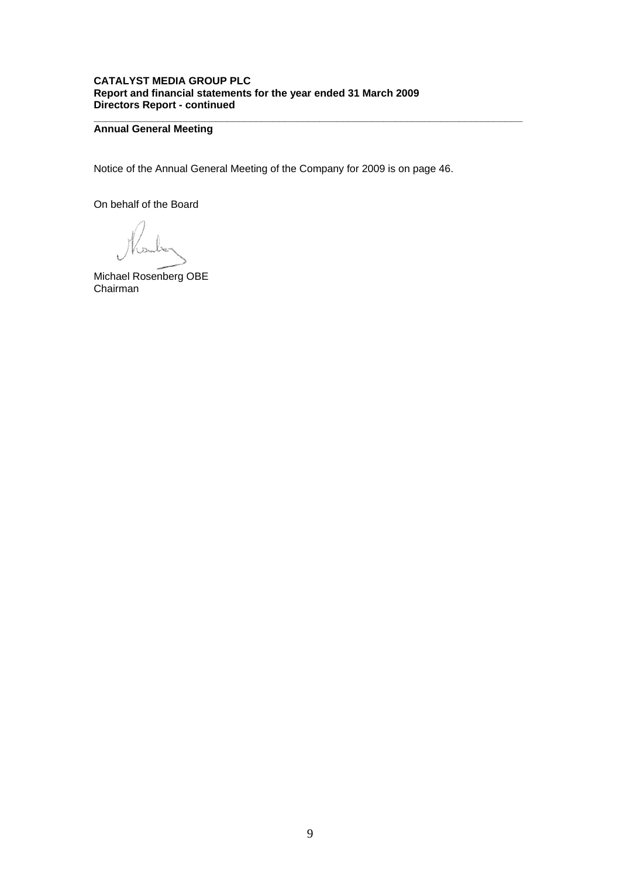## Annual General Meeting

Notice of the Annual General Meeting of the Company for 2009 is on page 46.

On behalf of the Board

Michael Rosenberg OBE
Chairman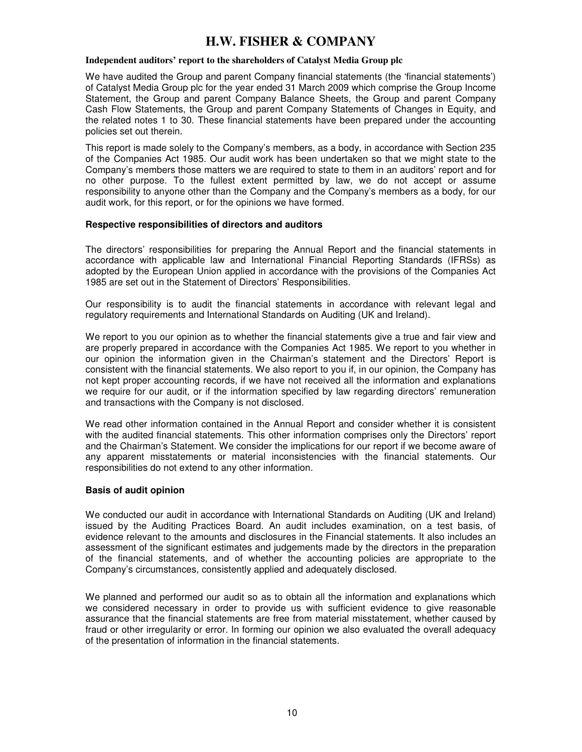# H.W. FISHER & COMPANY

**Independent auditors' report to the shareholders of Catalyst Media Group plc**

We have audited the Group and parent Company financial statements (the 'financial statements') of Catalyst Media Group plc for the year ended 31 March 2009 which comprise the Group Income Statement, the Group and parent Company Balance Sheets, the Group and parent Company Cash Flow Statements, the Group and parent Company Statements of Changes in Equity, and the related notes 1 to 30. These financial statements have been prepared under the accounting policies set out therein.

This report is made solely to the Company's members, as a body, in accordance with Section 235 of the Companies Act 1985. Our audit work has been undertaken so that we might state to the Company's members those matters we are required to state to them in an auditors' report and for no other purpose. To the fullest extent permitted by law, we do not accept or assume responsibility to anyone other than the Company and the Company's members as a body, for our audit work, for this report, or for the opinions we have formed.

**Respective responsibilities of directors and auditors**

The directors' responsibilities for preparing the Annual Report and the financial statements in accordance with applicable law and International Financial Reporting Standards (IFRSs) as adopted by the European Union applied in accordance with the provisions of the Companies Act 1985 are set out in the Statement of Directors' Responsibilities.

Our responsibility is to audit the financial statements in accordance with relevant legal and regulatory requirements and International Standards on Auditing (UK and Ireland).

We report to you our opinion as to whether the financial statements give a true and fair view and are properly prepared in accordance with the Companies Act 1985. We report to you whether in our opinion the information given in the Chairman's statement and the Directors' Report is consistent with the financial statements. We also report to you if, in our opinion, the Company has not kept proper accounting records, if we have not received all the information and explanations we require for our audit, or if the information specified by law regarding directors' remuneration and transactions with the Company is not disclosed.

We read other information contained in the Annual Report and consider whether it is consistent with the audited financial statements. This other information comprises only the Directors' report and the Chairman's Statement. We consider the implications for our report if we become aware of any apparent misstatements or material inconsistencies with the financial statements. Our responsibilities do not extend to any other information.

**Basis of audit opinion**

We conducted our audit in accordance with International Standards on Auditing (UK and Ireland) issued by the Auditing Practices Board. An audit includes examination, on a test basis, of evidence relevant to the amounts and disclosures in the Financial statements. It also includes an assessment of the significant estimates and judgements made by the directors in the preparation of the financial statements, and of whether the accounting policies are appropriate to the Company's circumstances, consistently applied and adequately disclosed.

We planned and performed our audit so as to obtain all the information and explanations which we considered necessary in order to provide us with sufficient evidence to give reasonable assurance that the financial statements are free from material misstatement, whether caused by fraud or other irregularity or error. In forming our opinion we also evaluated the overall adequacy of the presentation of information in the financial statements.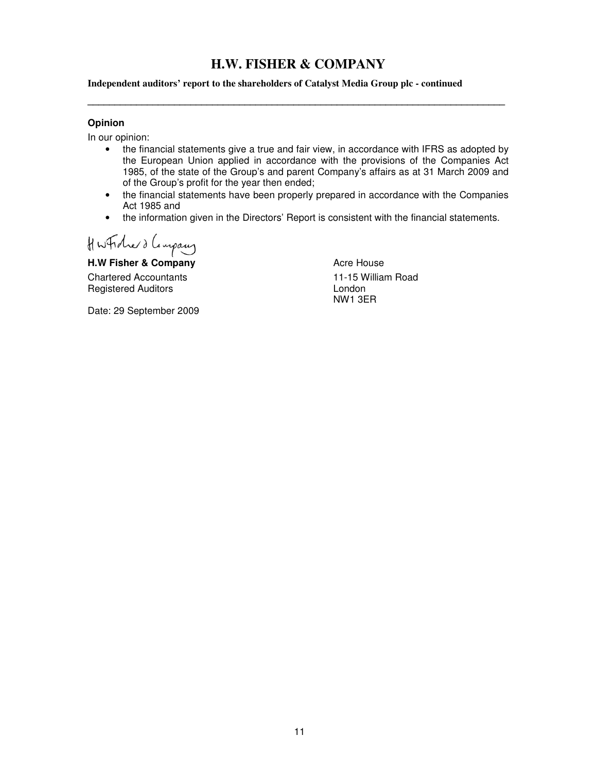# H.W. FISHER & COMPANY

**Independent auditors' report to the shareholders of Catalyst Media Group plc - continued**

---

**Opinion**

In our opinion:

- the financial statements give a true and fair view, in accordance with IFRS as adopted by the European Union applied in accordance with the provisions of the Companies Act 1985, of the state of the Group's and parent Company's affairs as at 31 March 2009 and of the Group's profit for the year then ended;
- the financial statements have been properly prepared in accordance with the Companies Act 1985 and
- the information given in the Directors' Report is consistent with the financial statements.

H W Fisher & Company

**H.W Fisher & Company**
Chartered Accountants
Registered Auditors

Acre House
11-15 William Road
London
NW1 3ER

Date: 29 September 2009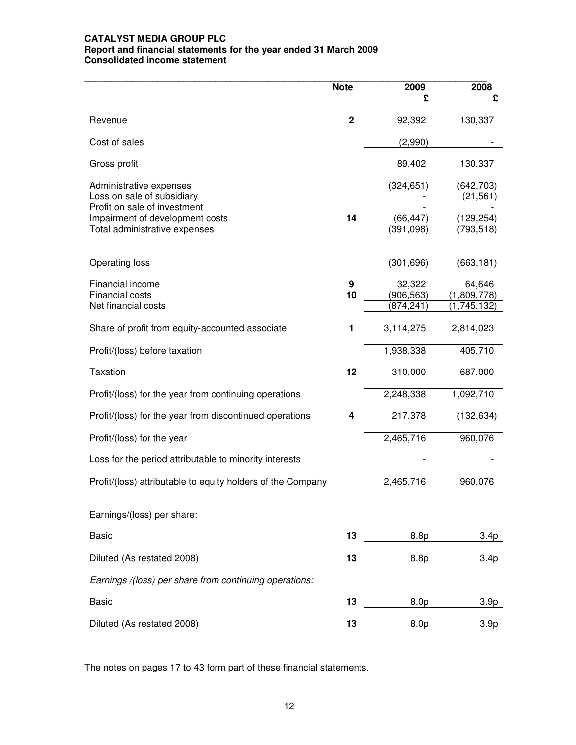**CATALYST MEDIA GROUP PLC**
**Report and financial statements for the year ended 31 March 2009**
**Consolidated income statement**

| | Note | 2009 £ | 2008 £ |
|---|---|---|---|
| Revenue | **2** | 92,392 | 130,337 |
| Cost of sales | | (2,990) | - |
| Gross profit | | 89,402 | 130,337 |
| Administrative expenses | | (324,651) | (642,703) |
| Loss on sale of subsidiary | | - | (21,561) |
| Profit on sale of investment | | - | - |
| Impairment of development costs | **14** | (66,447) | (129,254) |
| Total administrative expenses | | (391,098) | (793,518) |
| Operating loss | | (301,696) | (663,181) |
| Financial income | **9** | 32,322 | 64,646 |
| Financial costs | **10** | (906,563) | (1,809,778) |
| Net financial costs | | (874,241) | (1,745,132) |
| Share of profit from equity-accounted associate | **1** | 3,114,275 | 2,814,023 |
| Profit/(loss) before taxation | | 1,938,338 | 405,710 |
| Taxation | **12** | 310,000 | 687,000 |
| Profit/(loss) for the year from continuing operations | | 2,248,338 | 1,092,710 |
| Profit/(loss) for the year from discontinued operations | **4** | 217,378 | (132,634) |
| Profit/(loss) for the year | | 2,465,716 | 960,076 |
| Loss for the period attributable to minority interests | | - | - |
| Profit/(loss) attributable to equity holders of the Company | | 2,465,716 | 960,076 |
| Earnings/(loss) per share: | | | |
| Basic | **13** | 8.8p | 3.4p |
| Diluted (As restated 2008) | **13** | 8.8p | 3.4p |
| *Earnings /(loss) per share from continuing operations:* | | | |
| Basic | **13** | 8.0p | 3.9p |
| Diluted (As restated 2008) | **13** | 8.0p | 3.9p |

The notes on pages 17 to 43 form part of these financial statements.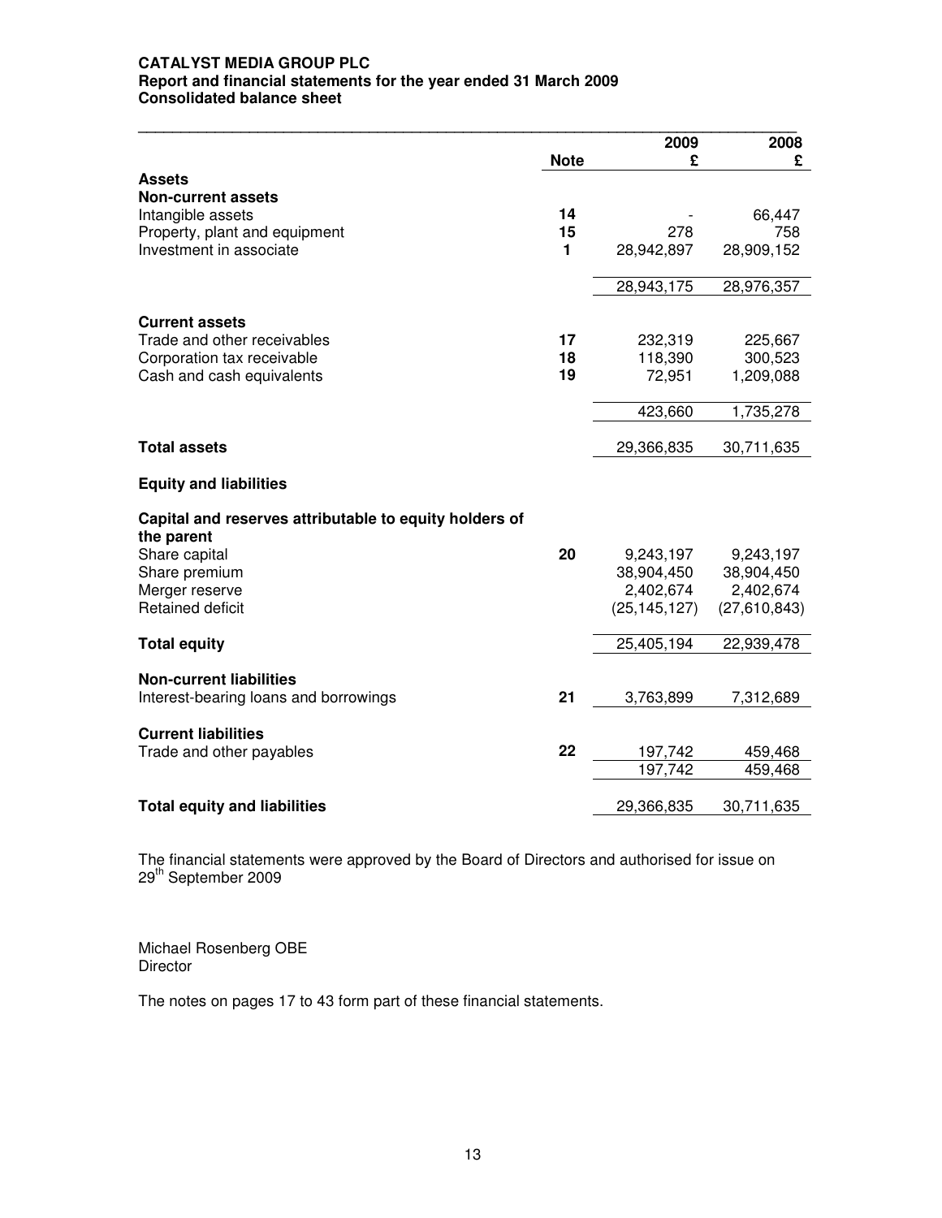**CATALYST MEDIA GROUP PLC**
**Report and financial statements for the year ended 31 March 2009**
**Consolidated balance sheet**

| | Note | 2009 £ | 2008 £ |
|---|---|---|---|
| **Assets** | | | |
| **Non-current assets** | | | |
| Intangible assets | 14 | - | 66,447 |
| Property, plant and equipment | 15 | 278 | 758 |
| Investment in associate | 1 | 28,942,897 | 28,909,152 |
| | | 28,943,175 | 28,976,357 |
| **Current assets** | | | |
| Trade and other receivables | 17 | 232,319 | 225,667 |
| Corporation tax receivable | 18 | 118,390 | 300,523 |
| Cash and cash equivalents | 19 | 72,951 | 1,209,088 |
| | | 423,660 | 1,735,278 |
| **Total assets** | | 29,366,835 | 30,711,635 |
| **Equity and liabilities** | | | |
| **Capital and reserves attributable to equity holders of the parent** | | | |
| Share capital | 20 | 9,243,197 | 9,243,197 |
| Share premium | | 38,904,450 | 38,904,450 |
| Merger reserve | | 2,402,674 | 2,402,674 |
| Retained deficit | | (25,145,127) | (27,610,843) |
| **Total equity** | | 25,405,194 | 22,939,478 |
| **Non-current liabilities** | | | |
| Interest-bearing loans and borrowings | 21 | 3,763,899 | 7,312,689 |
| **Current liabilities** | | | |
| Trade and other payables | 22 | 197,742 | 459,468 |
| | | 197,742 | 459,468 |
| **Total equity and liabilities** | | 29,366,835 | 30,711,635 |

The financial statements were approved by the Board of Directors and authorised for issue on 29th September 2009

Michael Rosenberg OBE
Director

The notes on pages 17 to 43 form part of these financial statements.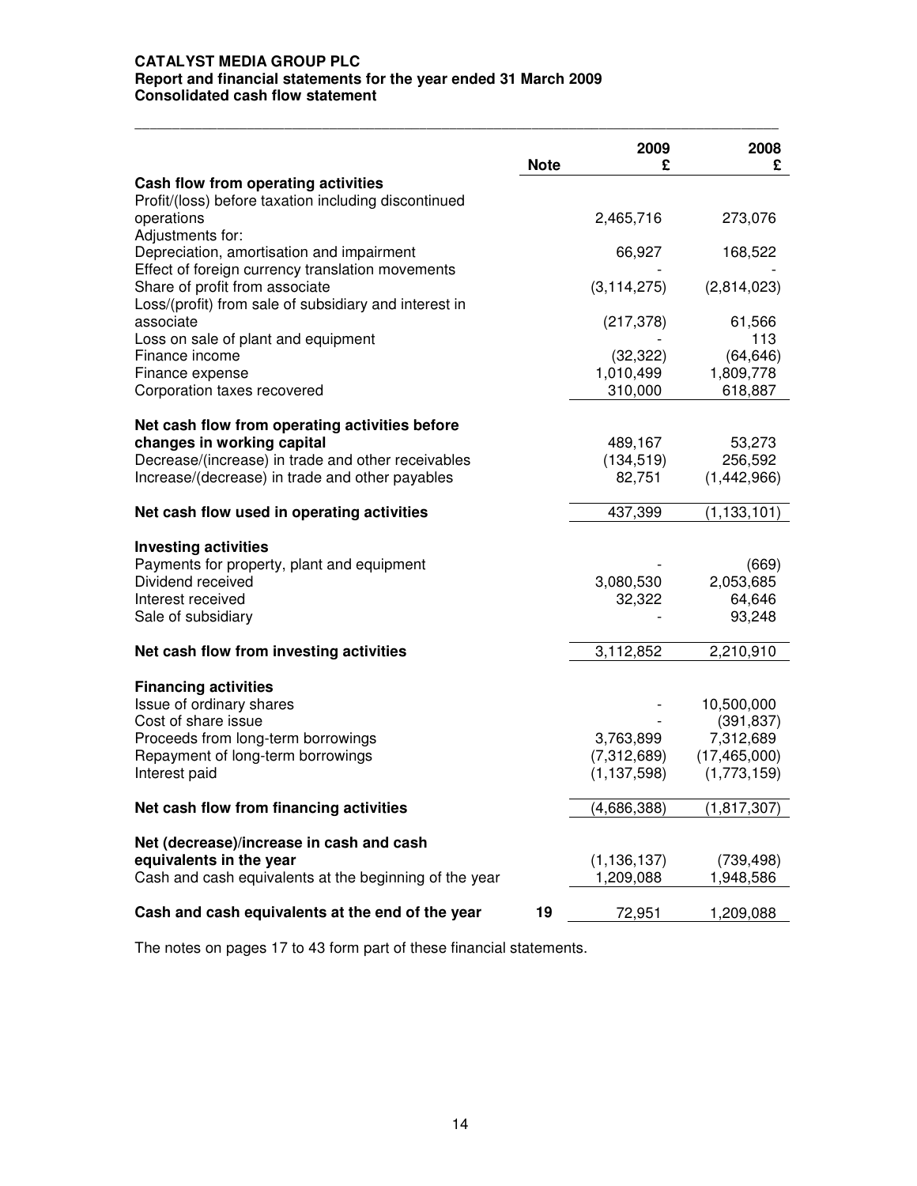**CATALYST MEDIA GROUP PLC**
**Report and financial statements for the year ended 31 March 2009**
**Consolidated cash flow statement**

| | Note | 2009 £ | 2008 £ |
|---|---|---|---|
| **Cash flow from operating activities** | | | |
| Profit/(loss) before taxation including discontinued operations | | 2,465,716 | 273,076 |
| Adjustments for: | | | |
| Depreciation, amortisation and impairment | | 66,927 | 168,522 |
| Effect of foreign currency translation movements | | - | - |
| Share of profit from associate | | (3,114,275) | (2,814,023) |
| Loss/(profit) from sale of subsidiary and interest in associate | | (217,378) | 61,566 |
| Loss on sale of plant and equipment | | - | 113 |
| Finance income | | (32,322) | (64,646) |
| Finance expense | | 1,010,499 | 1,809,778 |
| Corporation taxes recovered | | 310,000 | 618,887 |
| **Net cash flow from operating activities before changes in working capital** | | 489,167 | 53,273 |
| Decrease/(increase) in trade and other receivables | | (134,519) | 256,592 |
| Increase/(decrease) in trade and other payables | | 82,751 | (1,442,966) |
| **Net cash flow used in operating activities** | | 437,399 | (1,133,101) |
| **Investing activities** | | | |
| Payments for property, plant and equipment | | - | (669) |
| Dividend received | | 3,080,530 | 2,053,685 |
| Interest received | | 32,322 | 64,646 |
| Sale of subsidiary | | - | 93,248 |
| **Net cash flow from investing activities** | | 3,112,852 | 2,210,910 |
| **Financing activities** | | | |
| Issue of ordinary shares | | - | 10,500,000 |
| Cost of share issue | | - | (391,837) |
| Proceeds from long-term borrowings | | 3,763,899 | 7,312,689 |
| Repayment of long-term borrowings | | (7,312,689) | (17,465,000) |
| Interest paid | | (1,137,598) | (1,773,159) |
| **Net cash flow from financing activities** | | (4,686,388) | (1,817,307) |
| **Net (decrease)/increase in cash and cash equivalents in the year** | | (1,136,137) | (739,498) |
| Cash and cash equivalents at the beginning of the year | | 1,209,088 | 1,948,586 |
| **Cash and cash equivalents at the end of the year** | 19 | 72,951 | 1,209,088 |

The notes on pages 17 to 43 form part of these financial statements.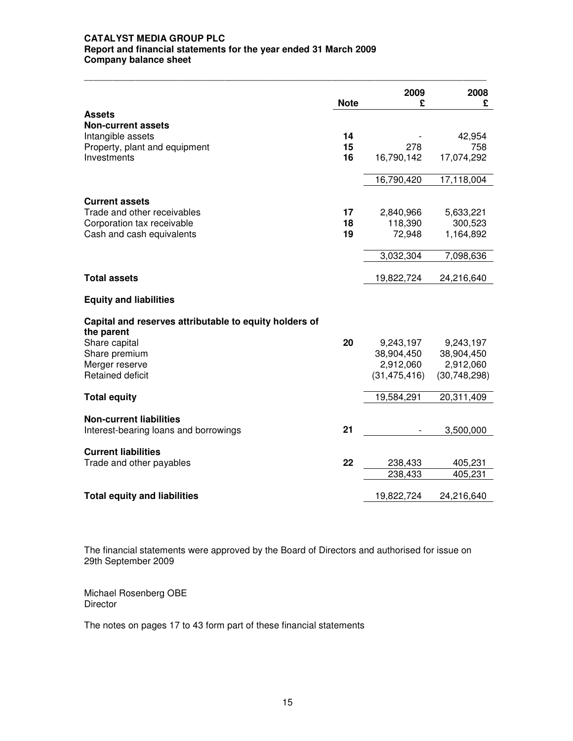**CATALYST MEDIA GROUP PLC**
**Report and financial statements for the year ended 31 March 2009**
**Company balance sheet**

| | Note | 2009 £ | 2008 £ |
|---|---|---|---|
| **Assets** | | | |
| **Non-current assets** | | | |
| Intangible assets | 14 | - | 42,954 |
| Property, plant and equipment | 15 | 278 | 758 |
| Investments | 16 | 16,790,142 | 17,074,292 |
| | | 16,790,420 | 17,118,004 |
| **Current assets** | | | |
| Trade and other receivables | 17 | 2,840,966 | 5,633,221 |
| Corporation tax receivable | 18 | 118,390 | 300,523 |
| Cash and cash equivalents | 19 | 72,948 | 1,164,892 |
| | | 3,032,304 | 7,098,636 |
| **Total assets** | | 19,822,724 | 24,216,640 |
| **Equity and liabilities** | | | |
| **Capital and reserves attributable to equity holders of the parent** | | | |
| Share capital | 20 | 9,243,197 | 9,243,197 |
| Share premium | | 38,904,450 | 38,904,450 |
| Merger reserve | | 2,912,060 | 2,912,060 |
| Retained deficit | | (31,475,416) | (30,748,298) |
| **Total equity** | | 19,584,291 | 20,311,409 |
| **Non-current liabilities** | | | |
| Interest-bearing loans and borrowings | 21 | - | 3,500,000 |
| **Current liabilities** | | | |
| Trade and other payables | 22 | 238,433 | 405,231 |
| | | 238,433 | 405,231 |
| **Total equity and liabilities** | | 19,822,724 | 24,216,640 |

The financial statements were approved by the Board of Directors and authorised for issue on 29th September 2009

Michael Rosenberg OBE
Director

The notes on pages 17 to 43 form part of these financial statements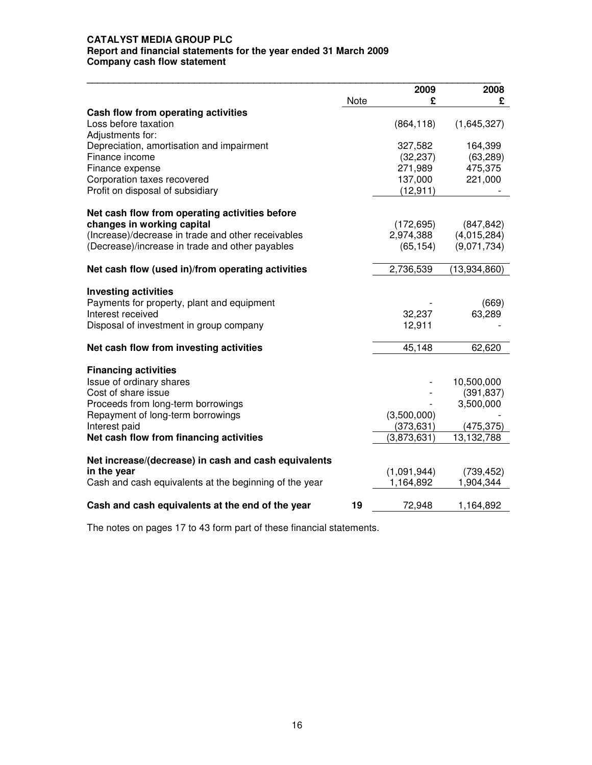**CATALYST MEDIA GROUP PLC**
**Report and financial statements for the year ended 31 March 2009**
**Company cash flow statement**

| | Note | 2009 £ | 2008 £ |
|---|---|---|---|
| **Cash flow from operating activities** | | | |
| Loss before taxation | | (864,118) | (1,645,327) |
| Adjustments for: | | | |
| Depreciation, amortisation and impairment | | 327,582 | 164,399 |
| Finance income | | (32,237) | (63,289) |
| Finance expense | | 271,989 | 475,375 |
| Corporation taxes recovered | | 137,000 | 221,000 |
| Profit on disposal of subsidiary | | (12,911) | - |
| **Net cash flow from operating activities before changes in working capital** | | (172,695) | (847,842) |
| (Increase)/decrease in trade and other receivables | | 2,974,388 | (4,015,284) |
| (Decrease)/increase in trade and other payables | | (65,154) | (9,071,734) |
| **Net cash flow (used in)/from operating activities** | | 2,736,539 | (13,934,860) |
| **Investing activities** | | | |
| Payments for property, plant and equipment | | - | (669) |
| Interest received | | 32,237 | 63,289 |
| Disposal of investment in group company | | 12,911 | - |
| **Net cash flow from investing activities** | | 45,148 | 62,620 |
| **Financing activities** | | | |
| Issue of ordinary shares | | - | 10,500,000 |
| Cost of share issue | | - | (391,837) |
| Proceeds from long-term borrowings | | - | 3,500,000 |
| Repayment of long-term borrowings | | (3,500,000) | - |
| Interest paid | | (373,631) | (475,375) |
| **Net cash flow from financing activities** | | (3,873,631) | 13,132,788 |
| **Net increase/(decrease) in cash and cash equivalents in the year** | | (1,091,944) | (739,452) |
| Cash and cash equivalents at the beginning of the year | | 1,164,892 | 1,904,344 |
| **Cash and cash equivalents at the end of the year** | **19** | 72,948 | 1,164,892 |

The notes on pages 17 to 43 form part of these financial statements.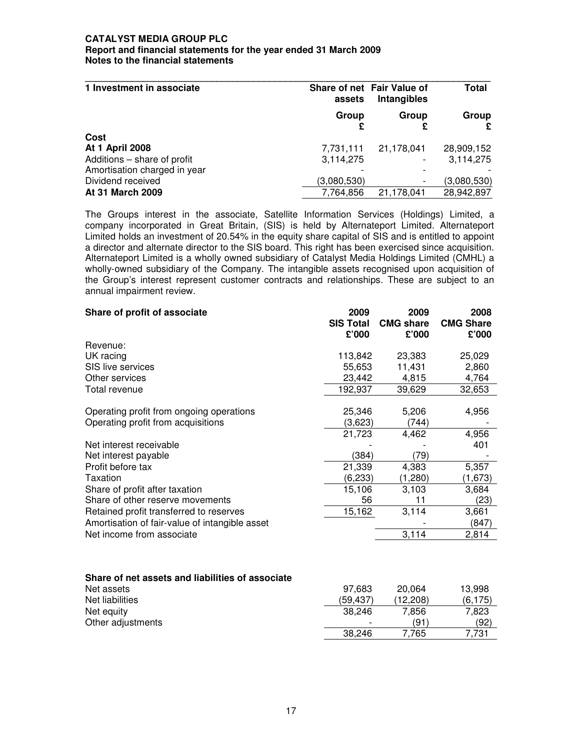## 1 Investment in associate

| | Share of net assets | Fair Value of Intangibles | Total |
|---|---|---|---|
| | Group £ | Group £ | Group £ |
| **Cost** | | | |
| **At 1 April 2008** | 7,731,111 | 21,178,041 | 28,909,152 |
| Additions – share of profit | 3,114,275 | - | 3,114,275 |
| Amortisation charged in year | - | - | - |
| Dividend received | (3,080,530) | - | (3,080,530) |
| **At 31 March 2009** | 7,764,856 | 21,178,041 | 28,942,897 |

The Groups interest in the associate, Satellite Information Services (Holdings) Limited, a company incorporated in Great Britain, (SIS) is held by Alternateport Limited. Alternateport Limited holds an investment of 20.54% in the equity share capital of SIS and is entitled to appoint a director and alternate director to the SIS board. This right has been exercised since acquisition. Alternateport Limited is a wholly owned subsidiary of Catalyst Media Holdings Limited (CMHL) a wholly-owned subsidiary of the Company. The intangible assets recognised upon acquisition of the Group's interest represent customer contracts and relationships. These are subject to an annual impairment review.

| **Share of profit of associate** | 2009 SIS Total £'000 | 2009 CMG share £'000 | 2008 CMG Share £'000 |
|---|---|---|---|
| Revenue: | | | |
| UK racing | 113,842 | 23,383 | 25,029 |
| SIS live services | 55,653 | 11,431 | 2,860 |
| Other services | 23,442 | 4,815 | 4,764 |
| Total revenue | 192,937 | 39,629 | 32,653 |
| | | | |
| Operating profit from ongoing operations | 25,346 | 5,206 | 4,956 |
| Operating profit from acquisitions | (3,623) | (744) | - |
| | 21,723 | 4,462 | 4,956 |
| Net interest receivable | - | - | 401 |
| Net interest payable | (384) | (79) | - |
| Profit before tax | 21,339 | 4,383 | 5,357 |
| Taxation | (6,233) | (1,280) | (1,673) |
| Share of profit after taxation | 15,106 | 3,103 | 3,684 |
| Share of other reserve movements | 56 | 11 | (23) |
| Retained profit transferred to reserves | 15,162 | 3,114 | 3,661 |
| Amortisation of fair-value of intangible asset | | - | (847) |
| Net income from associate | | 3,114 | 2,814 |

| **Share of net assets and liabilities of associate** | | | |
|---|---|---|---|
| Net assets | 97,683 | 20,064 | 13,998 |
| Net liabilities | (59,437) | (12,208) | (6,175) |
| Net equity | 38,246 | 7,856 | 7,823 |
| Other adjustments | - | (91) | (92) |
| | 38,246 | 7,765 | 7,731 |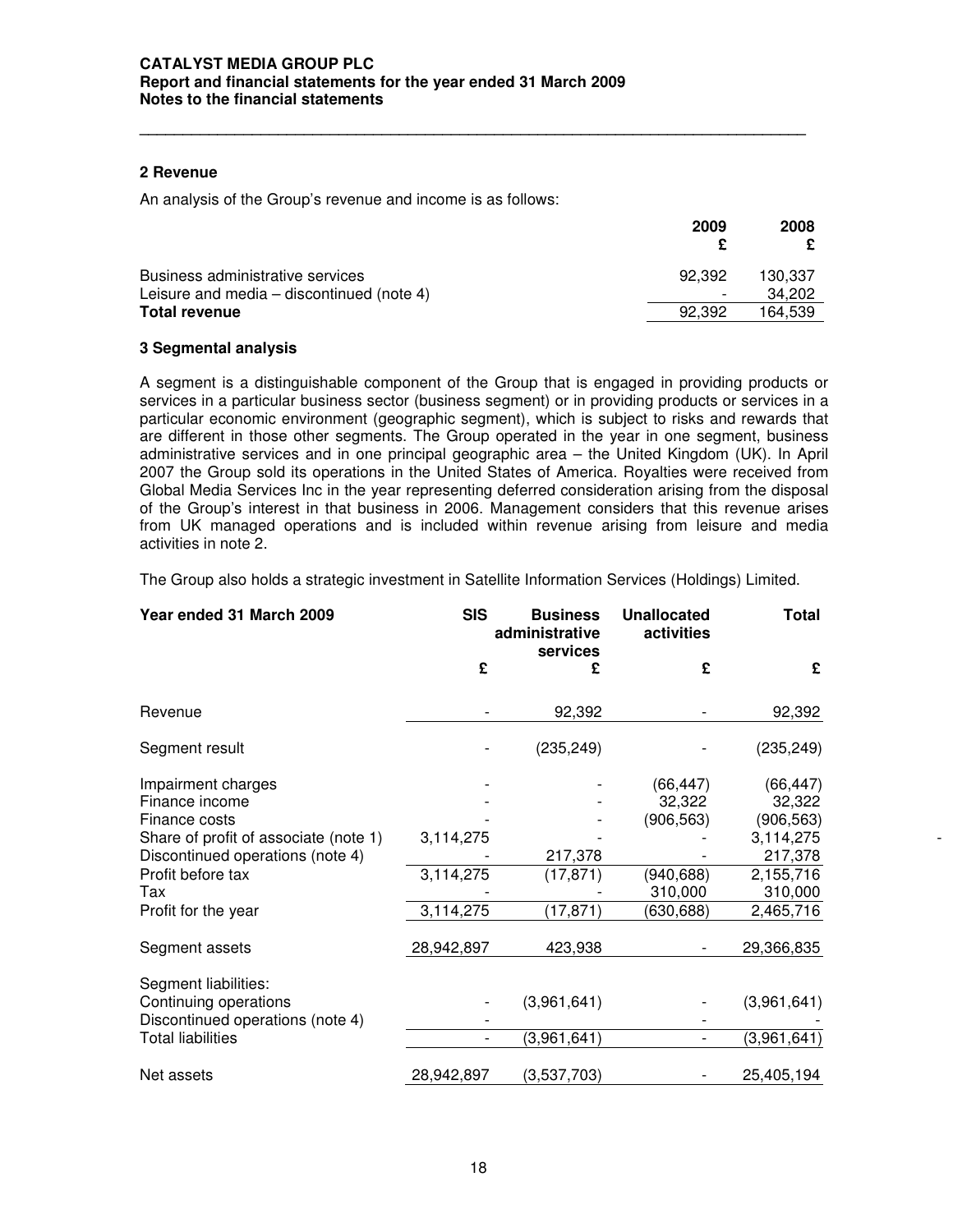## 2 Revenue

An analysis of the Group's revenue and income is as follows:

| | 2009 £ | 2008 £ |
|---|---|---|
| Business administrative services | 92,392 | 130,337 |
| Leisure and media – discontinued (note 4) | - | 34,202 |
| **Total revenue** | 92,392 | 164,539 |

## 3 Segmental analysis

A segment is a distinguishable component of the Group that is engaged in providing products or services in a particular business sector (business segment) or in providing products or services in a particular economic environment (geographic segment), which is subject to risks and rewards that are different in those other segments. The Group operated in the year in one segment, business administrative services and in one principal geographic area – the United Kingdom (UK). In April 2007 the Group sold its operations in the United States of America. Royalties were received from Global Media Services Inc in the year representing deferred consideration arising from the disposal of the Group's interest in that business in 2006. Management considers that this revenue arises from UK managed operations and is included within revenue arising from leisure and media activities in note 2.

The Group also holds a strategic investment in Satellite Information Services (Holdings) Limited.

| Year ended 31 March 2009 | SIS £ | Business administrative services £ | Unallocated activities £ | Total £ |
|---|---|---|---|---|
| Revenue | - | 92,392 | - | 92,392 |
| Segment result | - | (235,249) | - | (235,249) |
| Impairment charges | - | - | (66,447) | (66,447) |
| Finance income | - | - | 32,322 | 32,322 |
| Finance costs | - | - | (906,563) | (906,563) |
| Share of profit of associate (note 1) | 3,114,275 | - | - | 3,114,275 |
| Discontinued operations (note 4) | - | 217,378 | - | 217,378 |
| Profit before tax | 3,114,275 | (17,871) | (940,688) | 2,155,716 |
| Tax | - | - | 310,000 | 310,000 |
| Profit for the year | 3,114,275 | (17,871) | (630,688) | 2,465,716 |
| Segment assets | 28,942,897 | 423,938 | - | 29,366,835 |
| Segment liabilities: | | | | |
| Continuing operations | - | (3,961,641) | - | (3,961,641) |
| Discontinued operations (note 4) | - | | - | - |
| Total liabilities | - | (3,961,641) | - | (3,961,641) |
| Net assets | 28,942,897 | (3,537,703) | - | 25,405,194 |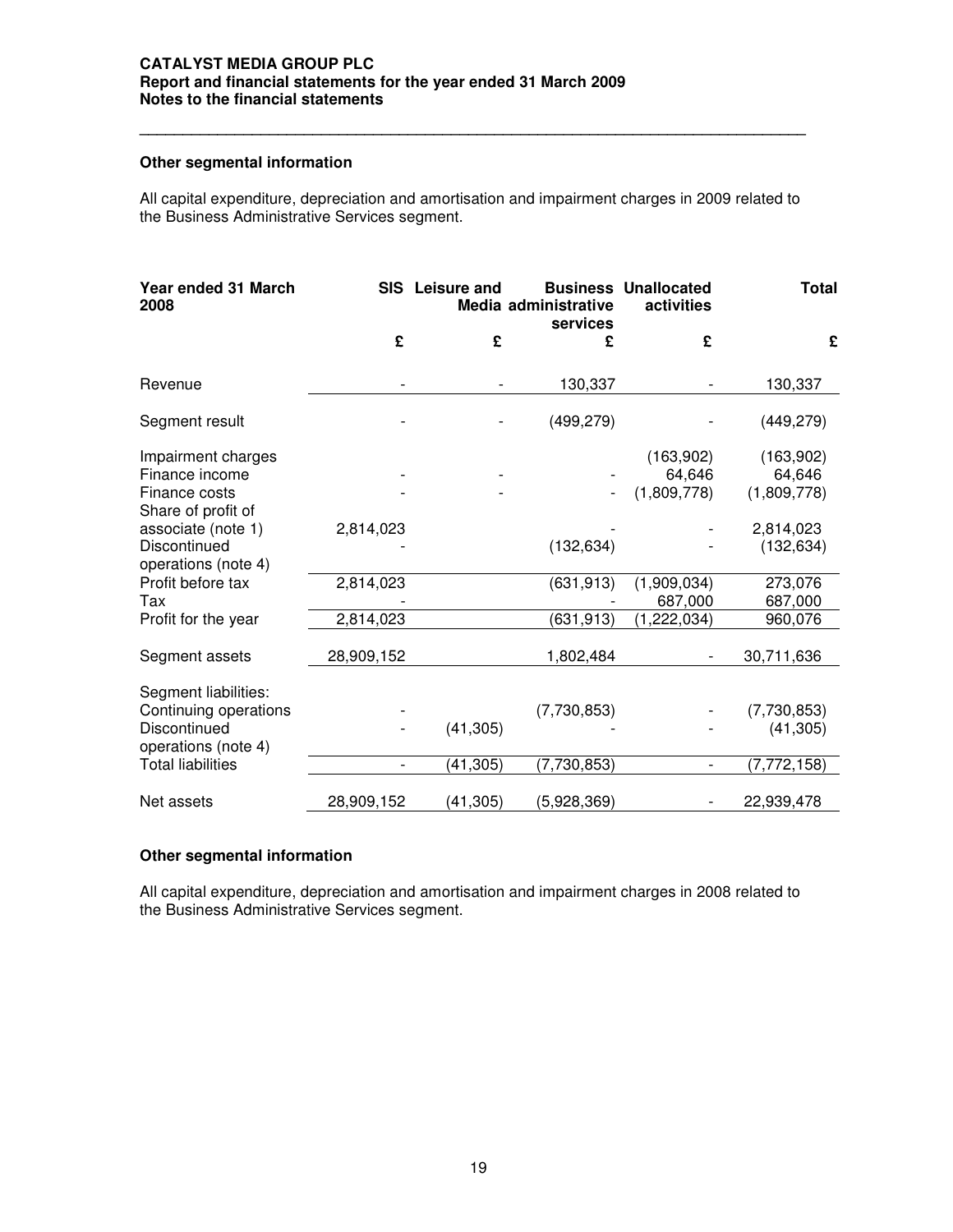### Other segmental information

All capital expenditure, depreciation and amortisation and impairment charges in 2009 related to the Business Administrative Services segment.

| Year ended 31 March 2008 | SIS | Leisure and Media | Business administrative services | Unallocated activities | Total |
|---|---|---|---|---|---|
| | £ | £ | £ | £ | £ |
| Revenue | - | - | 130,337 | - | 130,337 |
| Segment result | - | - | (499,279) | - | (449,279) |
| Impairment charges | | | | (163,902) | (163,902) |
| Finance income | - | - | - | 64,646 | 64,646 |
| Finance costs | - | - | - | (1,809,778) | (1,809,778) |
| Share of profit of associate (note 1) | 2,814,023 | | - | - | 2,814,023 |
| Discontinued operations (note 4) | - | | (132,634) | - | (132,634) |
| Profit before tax | 2,814,023 | | (631,913) | (1,909,034) | 273,076 |
| Tax | - | | - | 687,000 | 687,000 |
| Profit for the year | 2,814,023 | | (631,913) | (1,222,034) | 960,076 |
| Segment assets | 28,909,152 | | 1,802,484 | - | 30,711,636 |
| Segment liabilities: | | | | | |
| Continuing operations | - | | (7,730,853) | - | (7,730,853) |
| Discontinued operations (note 4) | - | (41,305) | - | - | (41,305) |
| Total liabilities | - | (41,305) | (7,730,853) | - | (7,772,158) |
| Net assets | 28,909,152 | (41,305) | (5,928,369) | - | 22,939,478 |

### Other segmental information

All capital expenditure, depreciation and amortisation and impairment charges in 2008 related to the Business Administrative Services segment.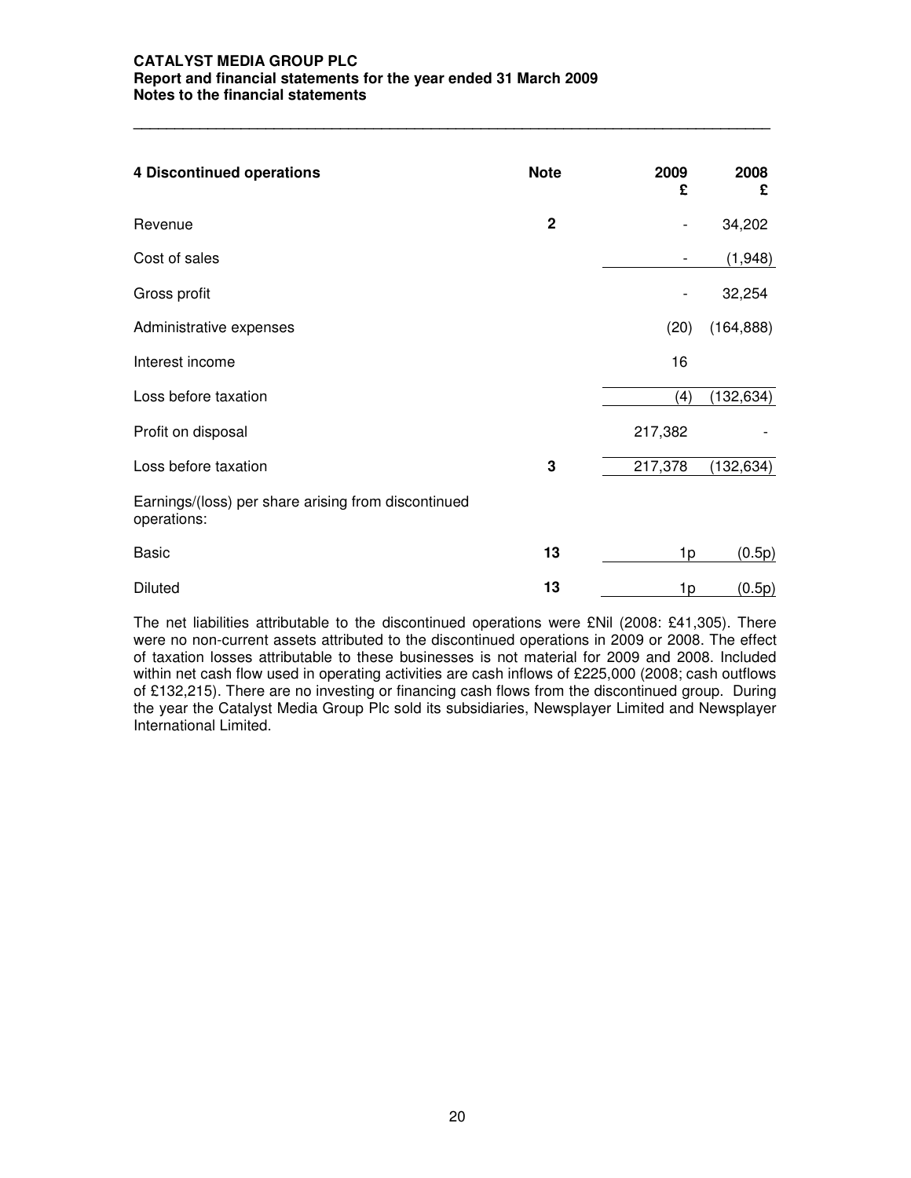| 4 Discontinued operations | Note | 2009 £ | 2008 £ |
|---|---|---|---|
| Revenue | 2 | - | 34,202 |
| Cost of sales | | - | (1,948) |
| Gross profit | | - | 32,254 |
| Administrative expenses | | (20) | (164,888) |
| Interest income | | 16 | |
| Loss before taxation | | (4) | (132,634) |
| Profit on disposal | | 217,382 | - |
| Loss before taxation | 3 | 217,378 | (132,634) |
| Earnings/(loss) per share arising from discontinued operations: | | | |
| Basic | 13 | 1p | (0.5p) |
| Diluted | 13 | 1p | (0.5p) |

The net liabilities attributable to the discontinued operations were £Nil (2008: £41,305). There were no non-current assets attributed to the discontinued operations in 2009 or 2008. The effect of taxation losses attributable to these businesses is not material for 2009 and 2008. Included within net cash flow used in operating activities are cash inflows of £225,000 (2008; cash outflows of £132,215). There are no investing or financing cash flows from the discontinued group. During the year the Catalyst Media Group Plc sold its subsidiaries, Newsplayer Limited and Newsplayer International Limited.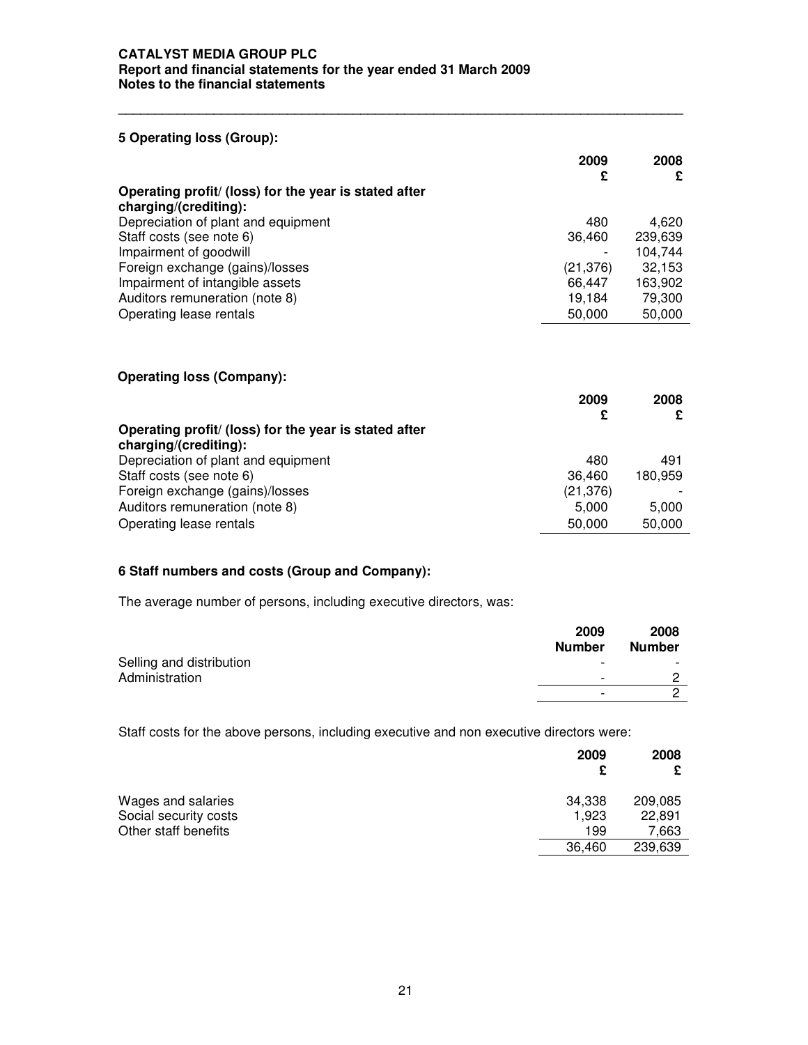## 5 Operating loss (Group):

| | 2009<br>£ | 2008<br>£ |
|---|---|---|
| **Operating profit/ (loss) for the year is stated after charging/(crediting):** | | |
| Depreciation of plant and equipment | 480 | 4,620 |
| Staff costs (see note 6) | 36,460 | 239,639 |
| Impairment of goodwill | - | 104,744 |
| Foreign exchange (gains)/losses | (21,376) | 32,153 |
| Impairment of intangible assets | 66,447 | 163,902 |
| Auditors remuneration (note 8) | 19,184 | 79,300 |
| Operating lease rentals | 50,000 | 50,000 |

## Operating loss (Company):

| | 2009<br>£ | 2008<br>£ |
|---|---|---|
| **Operating profit/ (loss) for the year is stated after charging/(crediting):** | | |
| Depreciation of plant and equipment | 480 | 491 |
| Staff costs (see note 6) | 36,460 | 180,959 |
| Foreign exchange (gains)/losses | (21,376) | - |
| Auditors remuneration (note 8) | 5,000 | 5,000 |
| Operating lease rentals | 50,000 | 50,000 |

## 6 Staff numbers and costs (Group and Company):

The average number of persons, including executive directors, was:

| | 2009<br>Number | 2008<br>Number |
|---|---|---|
| Selling and distribution | - | - |
| Administration | - | 2 |
| | - | 2 |

Staff costs for the above persons, including executive and non executive directors were:

| | 2009<br>£ | 2008<br>£ |
|---|---|---|
| Wages and salaries | 34,338 | 209,085 |
| Social security costs | 1,923 | 22,891 |
| Other staff benefits | 199 | 7,663 |
| | 36,460 | 239,639 |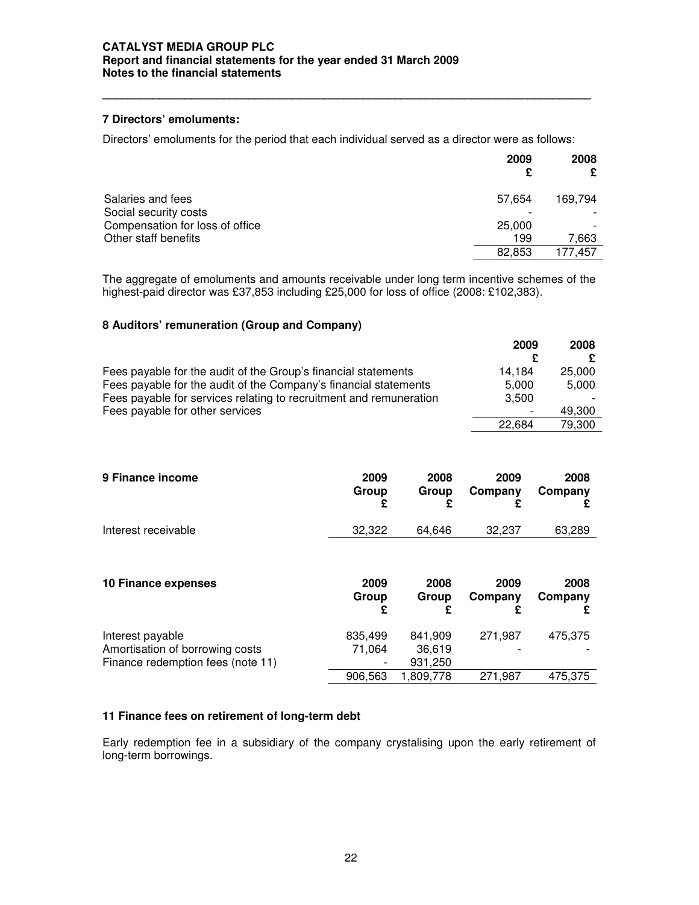## 7 Directors' emoluments:

Directors' emoluments for the period that each individual served as a director were as follows:

| | 2009 £ | 2008 £ |
|---|---|---|
| Salaries and fees | 57,654 | 169,794 |
| Social security costs | - | - |
| Compensation for loss of office | 25,000 | - |
| Other staff benefits | 199 | 7,663 |
| | 82,853 | 177,457 |

The aggregate of emoluments and amounts receivable under long term incentive schemes of the highest-paid director was £37,853 including £25,000 for loss of office (2008: £102,383).

## 8 Auditors' remuneration (Group and Company)

| | 2009 £ | 2008 £ |
|---|---|---|
| Fees payable for the audit of the Group's financial statements | 14,184 | 25,000 |
| Fees payable for the audit of the Company's financial statements | 5,000 | 5,000 |
| Fees payable for services relating to recruitment and remuneration | 3,500 | - |
| Fees payable for other services | - | 49,300 |
| | 22,684 | 79,300 |

## 9 Finance income

| | 2009 Group £ | 2008 Group £ | 2009 Company £ | 2008 Company £ |
|---|---|---|---|---|
| Interest receivable | 32,322 | 64,646 | 32,237 | 63,289 |

## 10 Finance expenses

| | 2009 Group £ | 2008 Group £ | 2009 Company £ | 2008 Company £ |
|---|---|---|---|---|
| Interest payable | 835,499 | 841,909 | 271,987 | 475,375 |
| Amortisation of borrowing costs | 71,064 | 36,619 | - | - |
| Finance redemption fees (note 11) | - | 931,250 | | |
| | 906,563 | 1,809,778 | 271,987 | 475,375 |

## 11 Finance fees on retirement of long-term debt

Early redemption fee in a subsidiary of the company crystalising upon the early retirement of long-term borrowings.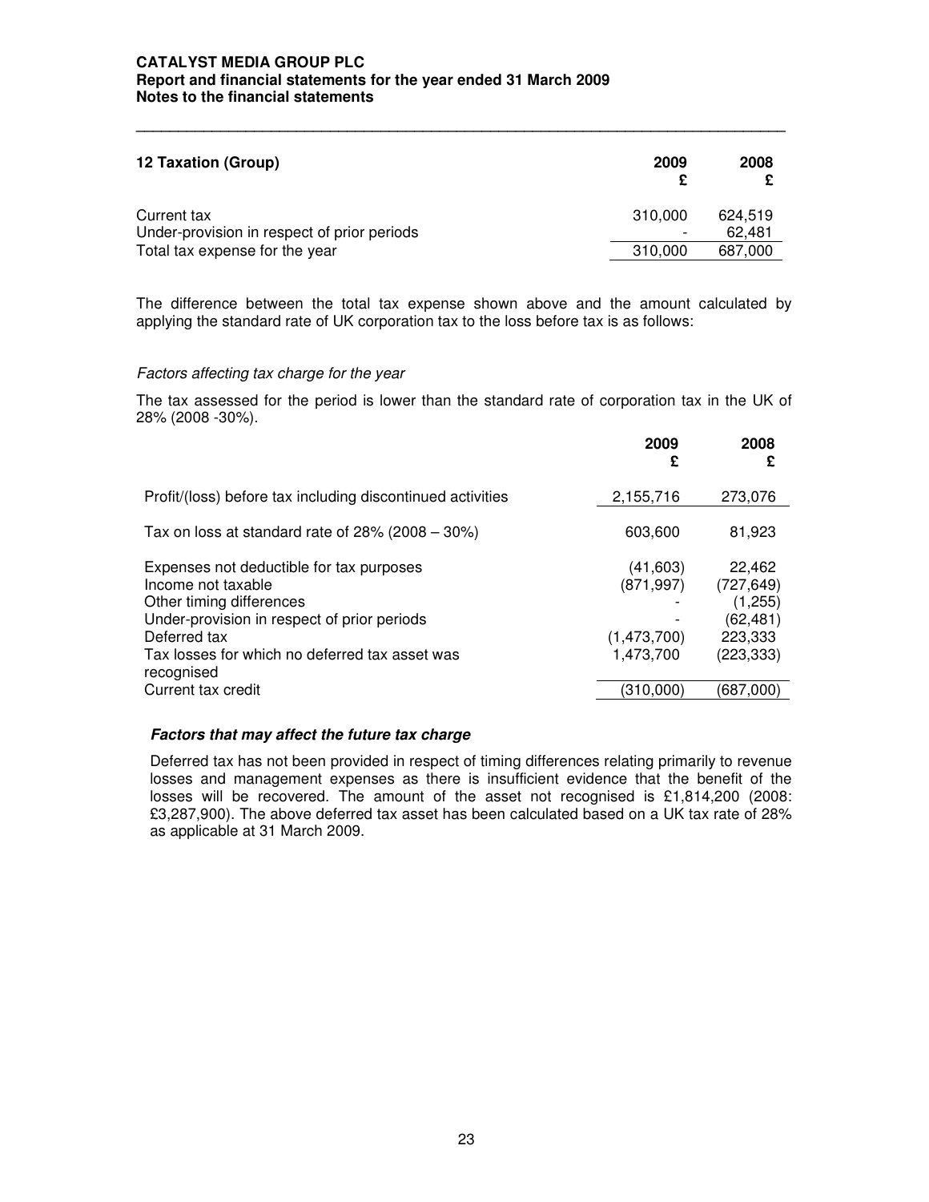## 12 Taxation (Group)

| | 2009 £ | 2008 £ |
|---|---|---|
| Current tax | 310,000 | 624,519 |
| Under-provision in respect of prior periods | - | 62,481 |
| Total tax expense for the year | 310,000 | 687,000 |

The difference between the total tax expense shown above and the amount calculated by applying the standard rate of UK corporation tax to the loss before tax is as follows:

*Factors affecting tax charge for the year*

The tax assessed for the period is lower than the standard rate of corporation tax in the UK of 28% (2008 -30%).

| | 2009 £ | 2008 £ |
|---|---|---|
| Profit/(loss) before tax including discontinued activities | 2,155,716 | 273,076 |
| Tax on loss at standard rate of 28% (2008 – 30%) | 603,600 | 81,923 |
| Expenses not deductible for tax purposes | (41,603) | 22,462 |
| Income not taxable | (871,997) | (727,649) |
| Other timing differences | - | (1,255) |
| Under-provision in respect of prior periods | - | (62,481) |
| Deferred tax | (1,473,700) | 223,333 |
| Tax losses for which no deferred tax asset was recognised | 1,473,700 | (223,333) |
| Current tax credit | (310,000) | (687,000) |

***Factors that may affect the future tax charge***

Deferred tax has not been provided in respect of timing differences relating primarily to revenue losses and management expenses as there is insufficient evidence that the benefit of the losses will be recovered. The amount of the asset not recognised is £1,814,200 (2008: £3,287,900). The above deferred tax asset has been calculated based on a UK tax rate of 28% as applicable at 31 March 2009.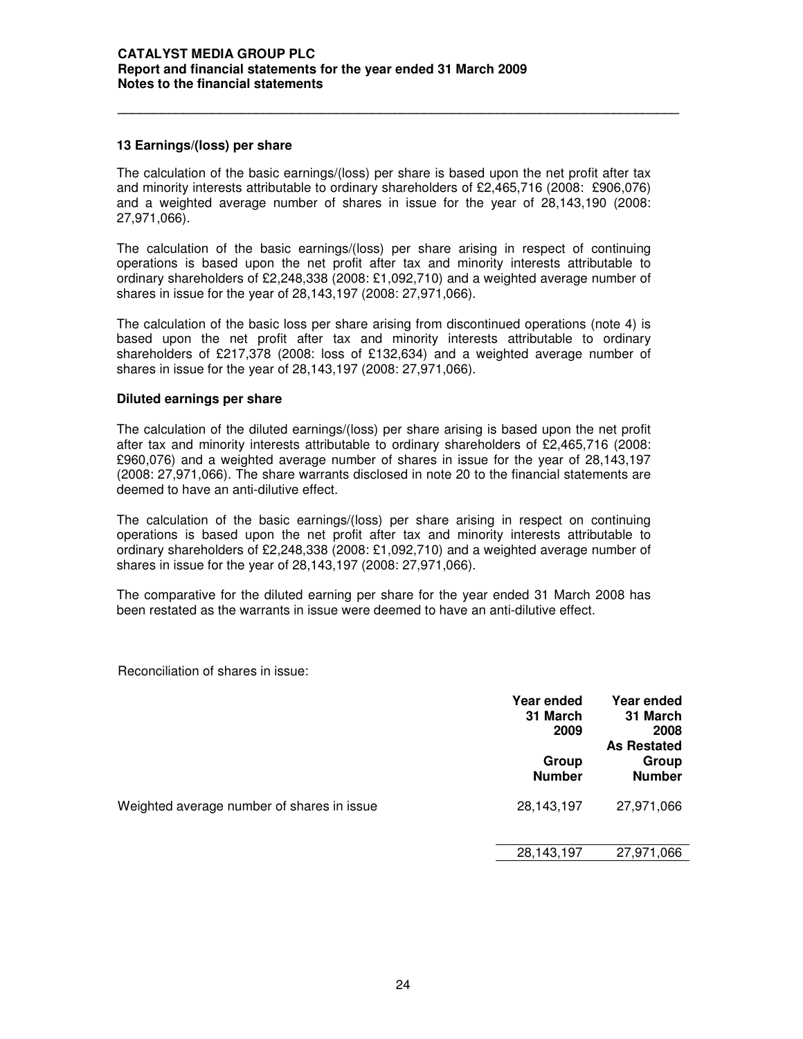### 13 Earnings/(loss) per share

The calculation of the basic earnings/(loss) per share is based upon the net profit after tax and minority interests attributable to ordinary shareholders of £2,465,716 (2008: £906,076) and a weighted average number of shares in issue for the year of 28,143,190 (2008: 27,971,066).

The calculation of the basic earnings/(loss) per share arising in respect of continuing operations is based upon the net profit after tax and minority interests attributable to ordinary shareholders of £2,248,338 (2008: £1,092,710) and a weighted average number of shares in issue for the year of 28,143,197 (2008: 27,971,066).

The calculation of the basic loss per share arising from discontinued operations (note 4) is based upon the net profit after tax and minority interests attributable to ordinary shareholders of £217,378 (2008: loss of £132,634) and a weighted average number of shares in issue for the year of 28,143,197 (2008: 27,971,066).

#### Diluted earnings per share

The calculation of the diluted earnings/(loss) per share arising is based upon the net profit after tax and minority interests attributable to ordinary shareholders of £2,465,716 (2008: £960,076) and a weighted average number of shares in issue for the year of 28,143,197 (2008: 27,971,066). The share warrants disclosed in note 20 to the financial statements are deemed to have an anti-dilutive effect.

The calculation of the basic earnings/(loss) per share arising in respect on continuing operations is based upon the net profit after tax and minority interests attributable to ordinary shareholders of £2,248,338 (2008: £1,092,710) and a weighted average number of shares in issue for the year of 28,143,197 (2008: 27,971,066).

The comparative for the diluted earning per share for the year ended 31 March 2008 has been restated as the warrants in issue were deemed to have an anti-dilutive effect.

Reconciliation of shares in issue:

| | Year ended 31 March 2009 Group Number | Year ended 31 March 2008 As Restated Group Number |
|---|---|---|
| Weighted average number of shares in issue | 28,143,197 | 27,971,066 |
| | 28,143,197 | 27,971,066 |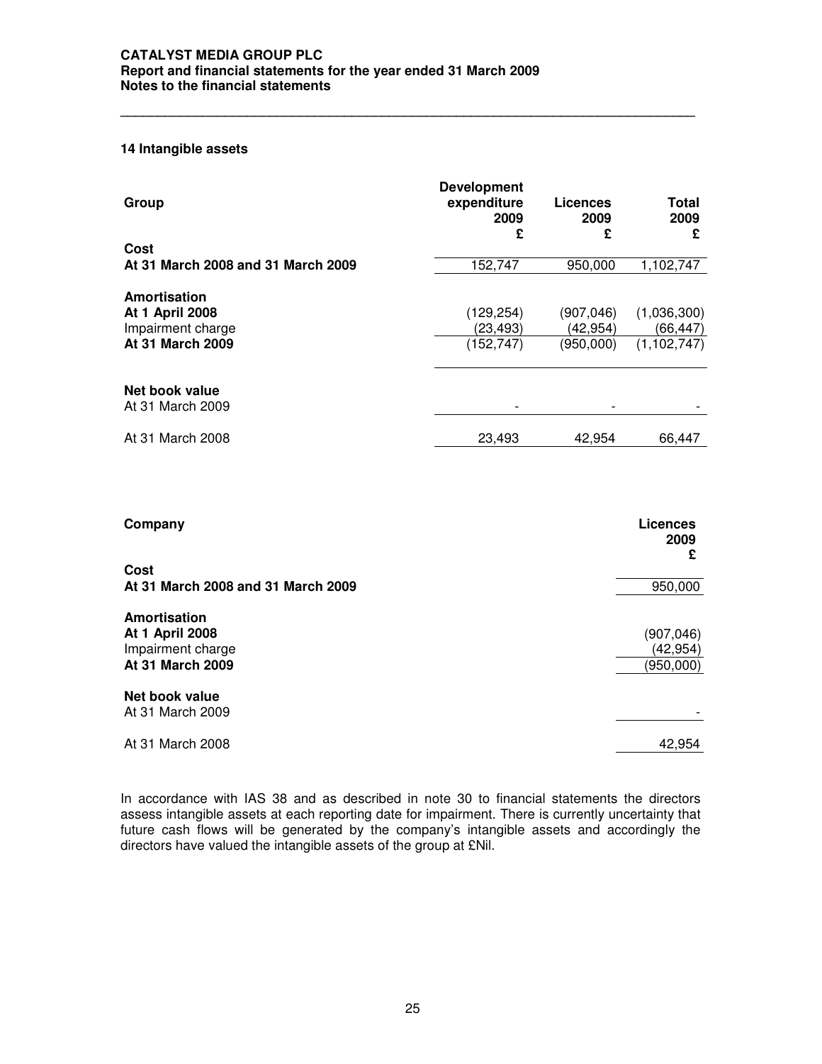## 14 Intangible assets

| Group | Development expenditure 2009 £ | Licences 2009 £ | Total 2009 £ |
|---|---|---|---|
| **Cost** | | | |
| **At 31 March 2008 and 31 March 2009** | 152,747 | 950,000 | 1,102,747 |
| **Amortisation** | | | |
| **At 1 April 2008** | (129,254) | (907,046) | (1,036,300) |
| Impairment charge | (23,493) | (42,954) | (66,447) |
| **At 31 March 2009** | (152,747) | (950,000) | (1,102,747) |
| **Net book value** | | | |
| At 31 March 2009 | - | - | - |
| At 31 March 2008 | 23,493 | 42,954 | 66,447 |

| Company | Licences 2009 £ |
|---|---|
| **Cost** | |
| **At 31 March 2008 and 31 March 2009** | 950,000 |
| **Amortisation** | |
| **At 1 April 2008** | (907,046) |
| Impairment charge | (42,954) |
| **At 31 March 2009** | (950,000) |
| **Net book value** | |
| At 31 March 2009 | - |
| At 31 March 2008 | 42,954 |

In accordance with IAS 38 and as described in note 30 to financial statements the directors assess intangible assets at each reporting date for impairment. There is currently uncertainty that future cash flows will be generated by the company's intangible assets and accordingly the directors have valued the intangible assets of the group at £Nil.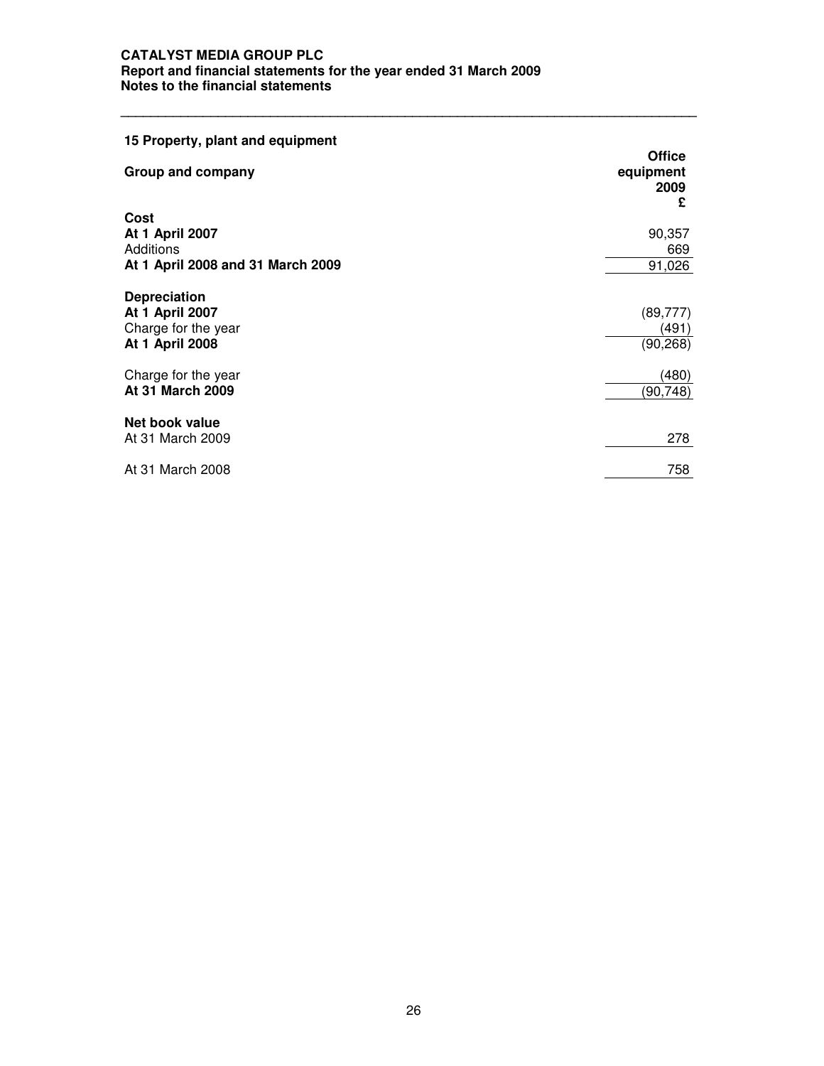## 15 Property, plant and equipment

| Group and company | Office equipment 2009 £ |
|---|---|
| **Cost** | |
| **At 1 April 2007** | 90,357 |
| Additions | 669 |
| **At 1 April 2008 and 31 March 2009** | 91,026 |
| | |
| **Depreciation** | |
| **At 1 April 2007** | (89,777) |
| Charge for the year | (491) |
| **At 1 April 2008** | (90,268) |
| | |
| Charge for the year | (480) |
| **At 31 March 2009** | (90,748) |
| | |
| **Net book value** | |
| At 31 March 2009 | 278 |
| | |
| At 31 March 2008 | 758 |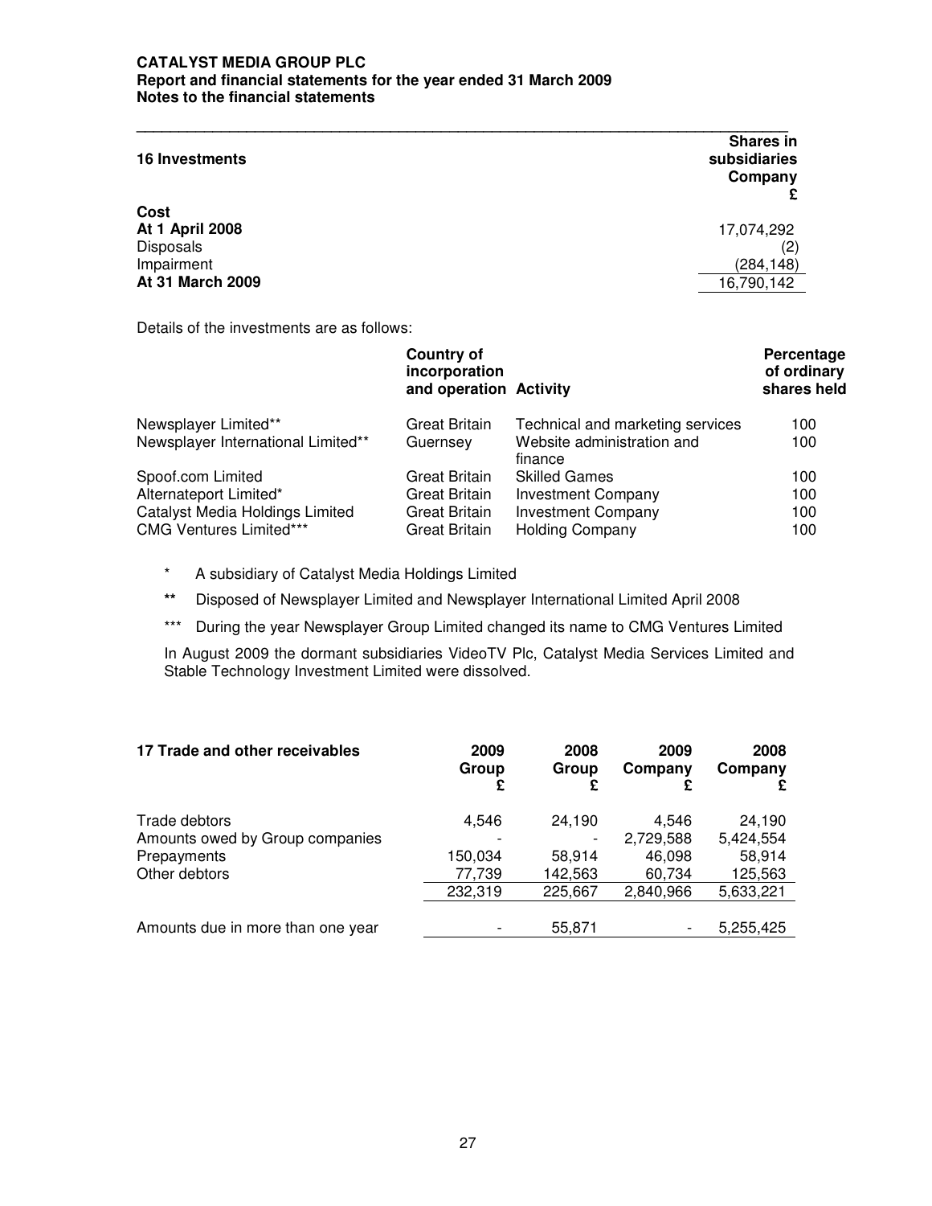## 16 Investments

| | Shares in subsidiaries Company £ |
|---|---|
| **Cost** | |
| **At 1 April 2008** | 17,074,292 |
| Disposals | (2) |
| Impairment | (284,148) |
| **At 31 March 2009** | 16,790,142 |

Details of the investments are as follows:

| | Country of incorporation and operation | Activity | Percentage of ordinary shares held |
|---|---|---|---|
| Newsplayer Limited** | Great Britain | Technical and marketing services | 100 |
| Newsplayer International Limited** | Guernsey | Website administration and finance | 100 |
| Spoof.com Limited | Great Britain | Skilled Games | 100 |
| Alternateport Limited* | Great Britain | Investment Company | 100 |
| Catalyst Media Holdings Limited | Great Britain | Investment Company | 100 |
| CMG Ventures Limited*** | Great Britain | Holding Company | 100 |

\* A subsidiary of Catalyst Media Holdings Limited

** Disposed of Newsplayer Limited and Newsplayer International Limited April 2008

*** During the year Newsplayer Group Limited changed its name to CMG Ventures Limited

In August 2009 the dormant subsidiaries VideoTV Plc, Catalyst Media Services Limited and Stable Technology Investment Limited were dissolved.

## 17 Trade and other receivables

| | 2009 Group £ | 2008 Group £ | 2009 Company £ | 2008 Company £ |
|---|---|---|---|---|
| Trade debtors | 4,546 | 24,190 | 4,546 | 24,190 |
| Amounts owed by Group companies | - | - | 2,729,588 | 5,424,554 |
| Prepayments | 150,034 | 58,914 | 46,098 | 58,914 |
| Other debtors | 77,739 | 142,563 | 60,734 | 125,563 |
| | 232,319 | 225,667 | 2,840,966 | 5,633,221 |
| Amounts due in more than one year | - | 55,871 | - | 5,255,425 |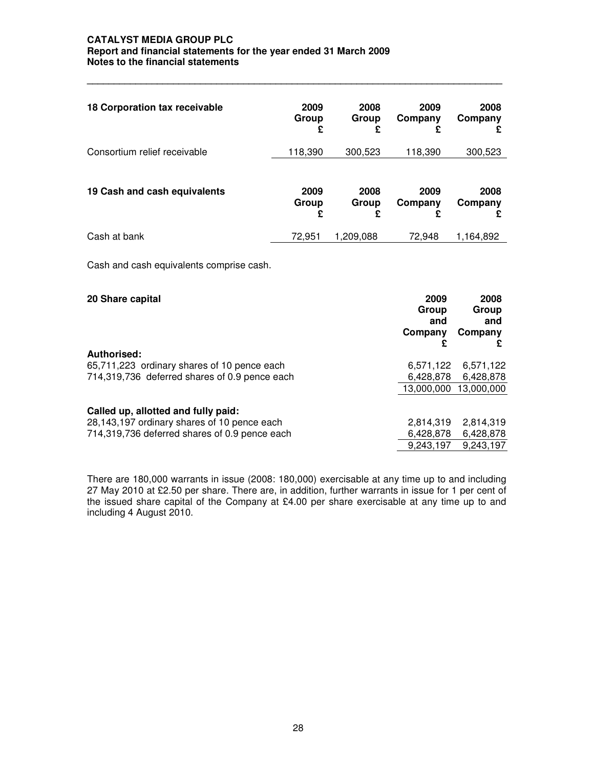## 18 Corporation tax receivable

| | 2009 Group £ | 2008 Group £ | 2009 Company £ | 2008 Company £ |
|---|---|---|---|---|
| Consortium relief receivable | 118,390 | 300,523 | 118,390 | 300,523 |

## 19 Cash and cash equivalents

| | 2009 Group £ | 2008 Group £ | 2009 Company £ | 2008 Company £ |
|---|---|---|---|---|
| Cash at bank | 72,951 | 1,209,088 | 72,948 | 1,164,892 |

Cash and cash equivalents comprise cash.

## 20 Share capital

| | 2009 Group and Company £ | 2008 Group and Company £ |
|---|---|---|
| **Authorised:** | | |
| 65,711,223 ordinary shares of 10 pence each | 6,571,122 | 6,571,122 |
| 714,319,736 deferred shares of 0.9 pence each | 6,428,878 | 6,428,878 |
| | 13,000,000 | 13,000,000 |
| **Called up, allotted and fully paid:** | | |
| 28,143,197 ordinary shares of 10 pence each | 2,814,319 | 2,814,319 |
| 714,319,736 deferred shares of 0.9 pence each | 6,428,878 | 6,428,878 |
| | 9,243,197 | 9,243,197 |

There are 180,000 warrants in issue (2008: 180,000) exercisable at any time up to and including 27 May 2010 at £2.50 per share. There are, in addition, further warrants in issue for 1 per cent of the issued share capital of the Company at £4.00 per share exercisable at any time up to and including 4 August 2010.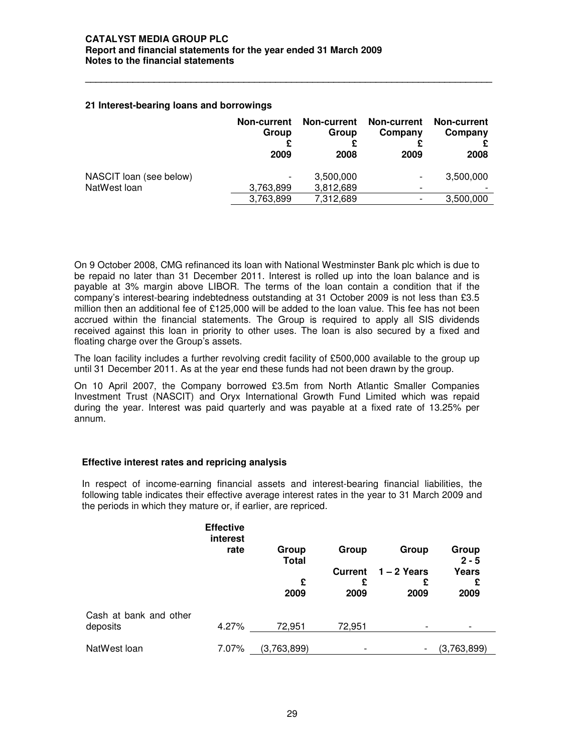## 21 Interest-bearing loans and borrowings

| | Non-current Group £ 2009 | Non-current Group £ 2008 | Non-current Company £ 2009 | Non-current Company £ 2008 |
|---|---|---|---|---|
| NASCIT loan (see below) | - | 3,500,000 | - | 3,500,000 |
| NatWest loan | 3,763,899 | 3,812,689 | - | - |
| | 3,763,899 | 7,312,689 | - | 3,500,000 |

On 9 October 2008, CMG refinanced its loan with National Westminster Bank plc which is due to be repaid no later than 31 December 2011. Interest is rolled up into the loan balance and is payable at 3% margin above LIBOR. The terms of the loan contain a condition that if the company's interest-bearing indebtedness outstanding at 31 October 2009 is not less than £3.5 million then an additional fee of £125,000 will be added to the loan value. This fee has not been accrued within the financial statements. The Group is required to apply all SIS dividends received against this loan in priority to other uses. The loan is also secured by a fixed and floating charge over the Group's assets.

The loan facility includes a further revolving credit facility of £500,000 available to the group up until 31 December 2011. As at the year end these funds had not been drawn by the group.

On 10 April 2007, the Company borrowed £3.5m from North Atlantic Smaller Companies Investment Trust (NASCIT) and Oryx International Growth Fund Limited which was repaid during the year. Interest was paid quarterly and was payable at a fixed rate of 13.25% per annum.

### Effective interest rates and repricing analysis

In respect of income-earning financial assets and interest-bearing financial liabilities, the following table indicates their effective average interest rates in the year to 31 March 2009 and the periods in which they mature or, if earlier, are repriced.

| | Effective interest rate | Group Total £ 2009 | Group Current £ 2009 | Group 1 – 2 Years £ 2009 | Group 2 - 5 Years £ 2009 |
|---|---|---|---|---|---|
| Cash at bank and other deposits | 4.27% | 72,951 | 72,951 | - | - |
| NatWest loan | 7.07% | (3,763,899) | - | - | (3,763,899) |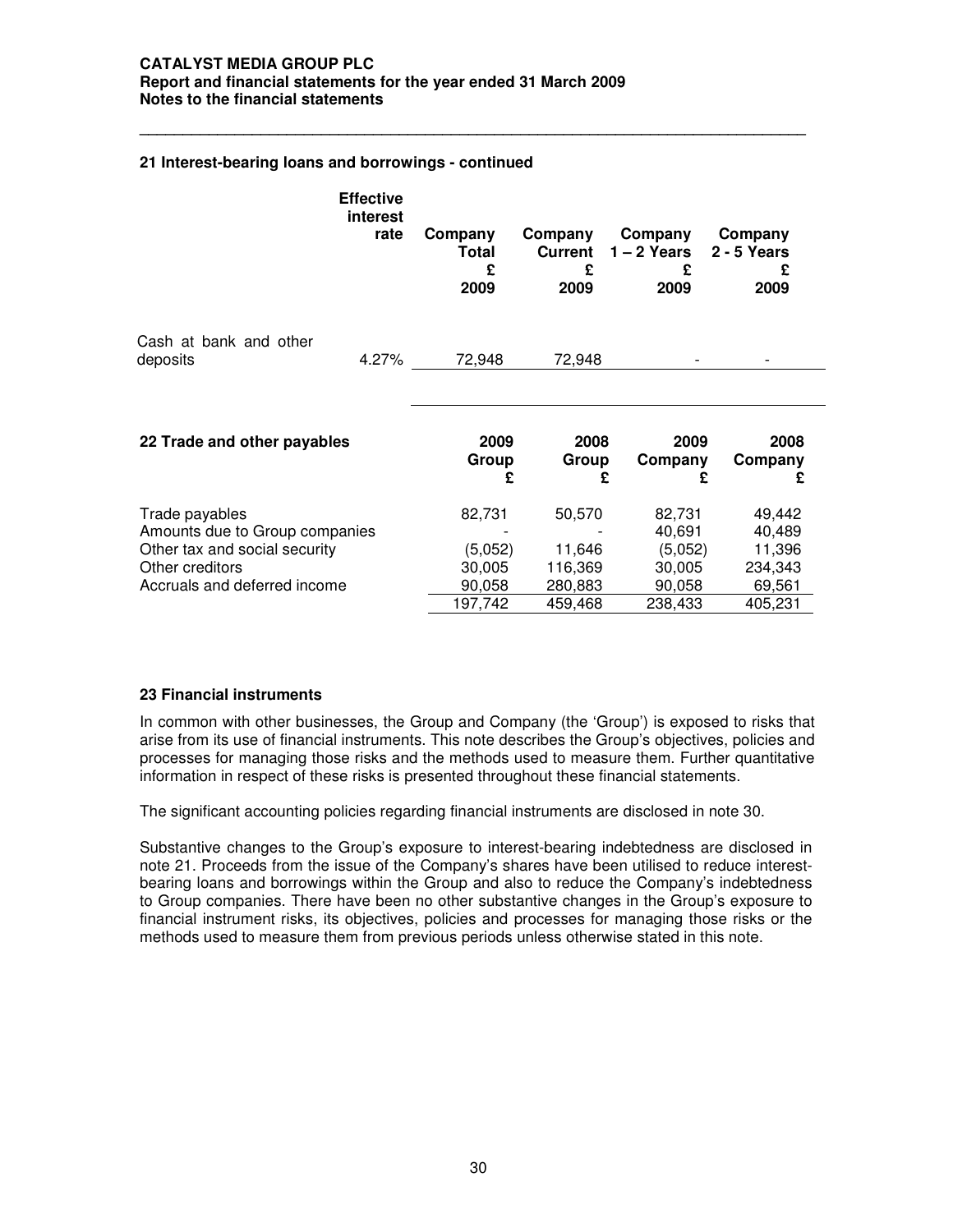### 21 Interest-bearing loans and borrowings - continued

| | Effective interest rate | Company Total £ 2009 | Company Current £ 2009 | Company 1 – 2 Years £ 2009 | Company 2 - 5 Years £ 2009 |
|---|---|---|---|---|---|
| Cash at bank and other deposits | 4.27% | 72,948 | 72,948 | - | - |

### 22 Trade and other payables

| | 2009 Group £ | 2008 Group £ | 2009 Company £ | 2008 Company £ |
|---|---|---|---|---|
| Trade payables | 82,731 | 50,570 | 82,731 | 49,442 |
| Amounts due to Group companies | - | - | 40,691 | 40,489 |
| Other tax and social security | (5,052) | 11,646 | (5,052) | 11,396 |
| Other creditors | 30,005 | 116,369 | 30,005 | 234,343 |
| Accruals and deferred income | 90,058 | 280,883 | 90,058 | 69,561 |
| | 197,742 | 459,468 | 238,433 | 405,231 |

### 23 Financial instruments

In common with other businesses, the Group and Company (the 'Group') is exposed to risks that arise from its use of financial instruments. This note describes the Group's objectives, policies and processes for managing those risks and the methods used to measure them. Further quantitative information in respect of these risks is presented throughout these financial statements.

The significant accounting policies regarding financial instruments are disclosed in note 30.

Substantive changes to the Group's exposure to interest-bearing indebtedness are disclosed in note 21. Proceeds from the issue of the Company's shares have been utilised to reduce interest-bearing loans and borrowings within the Group and also to reduce the Company's indebtedness to Group companies. There have been no other substantive changes in the Group's exposure to financial instrument risks, its objectives, policies and processes for managing those risks or the methods used to measure them from previous periods unless otherwise stated in this note.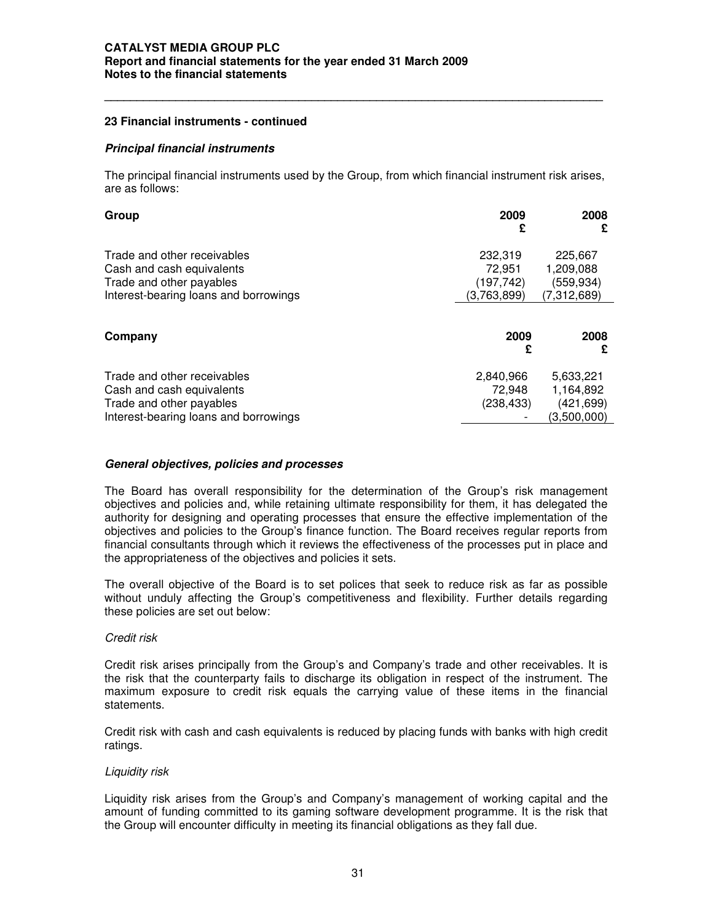## 23 Financial instruments - continued

### *Principal financial instruments*

The principal financial instruments used by the Group, from which financial instrument risk arises, are as follows:

| Group | 2009<br>£ | 2008<br>£ |
|---|---|---|
| Trade and other receivables | 232,319 | 225,667 |
| Cash and cash equivalents | 72,951 | 1,209,088 |
| Trade and other payables | (197,742) | (559,934) |
| Interest-bearing loans and borrowings | (3,763,899) | (7,312,689) |

| Company | 2009<br>£ | 2008<br>£ |
|---|---|---|
| Trade and other receivables | 2,840,966 | 5,633,221 |
| Cash and cash equivalents | 72,948 | 1,164,892 |
| Trade and other payables | (238,433) | (421,699) |
| Interest-bearing loans and borrowings | - | (3,500,000) |

### *General objectives, policies and processes*

The Board has overall responsibility for the determination of the Group's risk management objectives and policies and, while retaining ultimate responsibility for them, it has delegated the authority for designing and operating processes that ensure the effective implementation of the objectives and policies to the Group's finance function. The Board receives regular reports from financial consultants through which it reviews the effectiveness of the processes put in place and the appropriateness of the objectives and policies it sets.

The overall objective of the Board is to set polices that seek to reduce risk as far as possible without unduly affecting the Group's competitiveness and flexibility. Further details regarding these policies are set out below:

*Credit risk*

Credit risk arises principally from the Group's and Company's trade and other receivables. It is the risk that the counterparty fails to discharge its obligation in respect of the instrument. The maximum exposure to credit risk equals the carrying value of these items in the financial statements.

Credit risk with cash and cash equivalents is reduced by placing funds with banks with high credit ratings.

*Liquidity risk*

Liquidity risk arises from the Group's and Company's management of working capital and the amount of funding committed to its gaming software development programme. It is the risk that the Group will encounter difficulty in meeting its financial obligations as they fall due.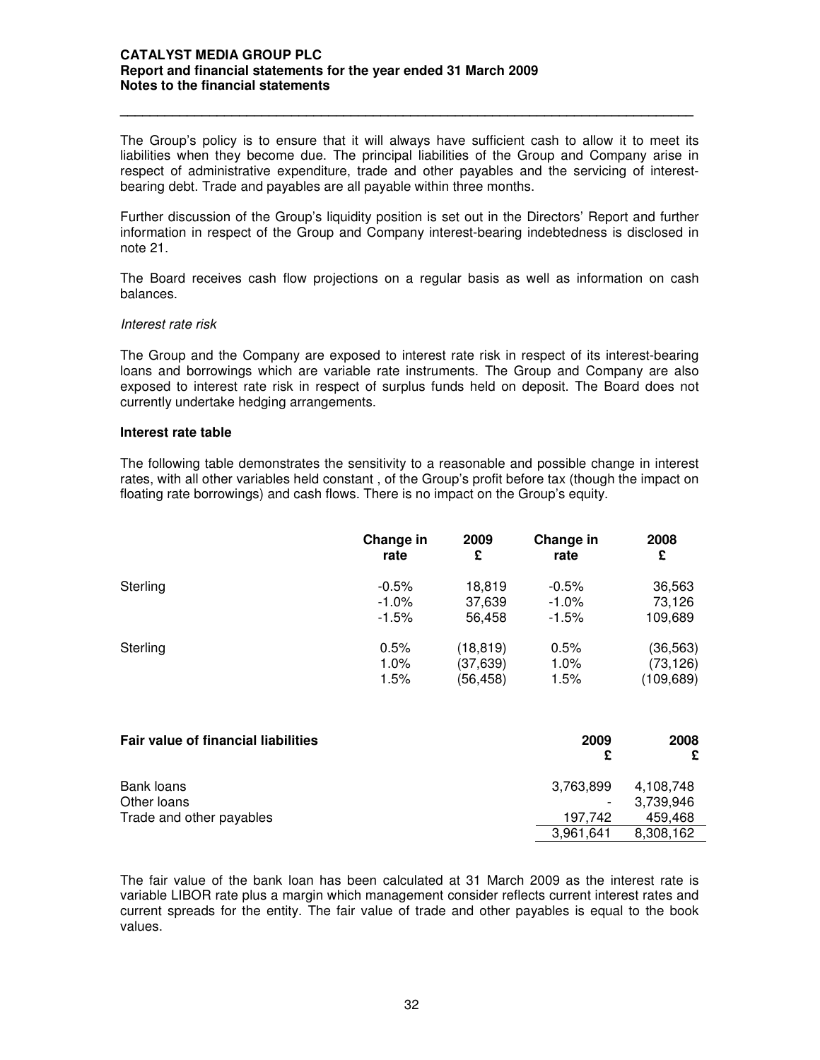The Group's policy is to ensure that it will always have sufficient cash to allow it to meet its liabilities when they become due. The principal liabilities of the Group and Company arise in respect of administrative expenditure, trade and other payables and the servicing of interest-bearing debt. Trade and payables are all payable within three months.

Further discussion of the Group's liquidity position is set out in the Directors' Report and further information in respect of the Group and Company interest-bearing indebtedness is disclosed in note 21.

The Board receives cash flow projections on a regular basis as well as information on cash balances.

*Interest rate risk*

The Group and the Company are exposed to interest rate risk in respect of its interest-bearing loans and borrowings which are variable rate instruments. The Group and Company are also exposed to interest rate risk in respect of surplus funds held on deposit. The Board does not currently undertake hedging arrangements.

**Interest rate table**

The following table demonstrates the sensitivity to a reasonable and possible change in interest rates, with all other variables held constant , of the Group's profit before tax (though the impact on floating rate borrowings) and cash flows. There is no impact on the Group's equity.

| | Change in rate | 2009 £ | Change in rate | 2008 £ |
|---|---|---|---|---|
| Sterling | -0.5% | 18,819 | -0.5% | 36,563 |
| | -1.0% | 37,639 | -1.0% | 73,126 |
| | -1.5% | 56,458 | -1.5% | 109,689 |
| Sterling | 0.5% | (18,819) | 0.5% | (36,563) |
| | 1.0% | (37,639) | 1.0% | (73,126) |
| | 1.5% | (56,458) | 1.5% | (109,689) |

| **Fair value of financial liabilities** | 2009 £ | 2008 £ |
|---|---|---|
| Bank loans | 3,763,899 | 4,108,748 |
| Other loans | - | 3,739,946 |
| Trade and other payables | 197,742 | 459,468 |
| | 3,961,641 | 8,308,162 |

The fair value of the bank loan has been calculated at 31 March 2009 as the interest rate is variable LIBOR rate plus a margin which management consider reflects current interest rates and current spreads for the entity. The fair value of trade and other payables is equal to the book values.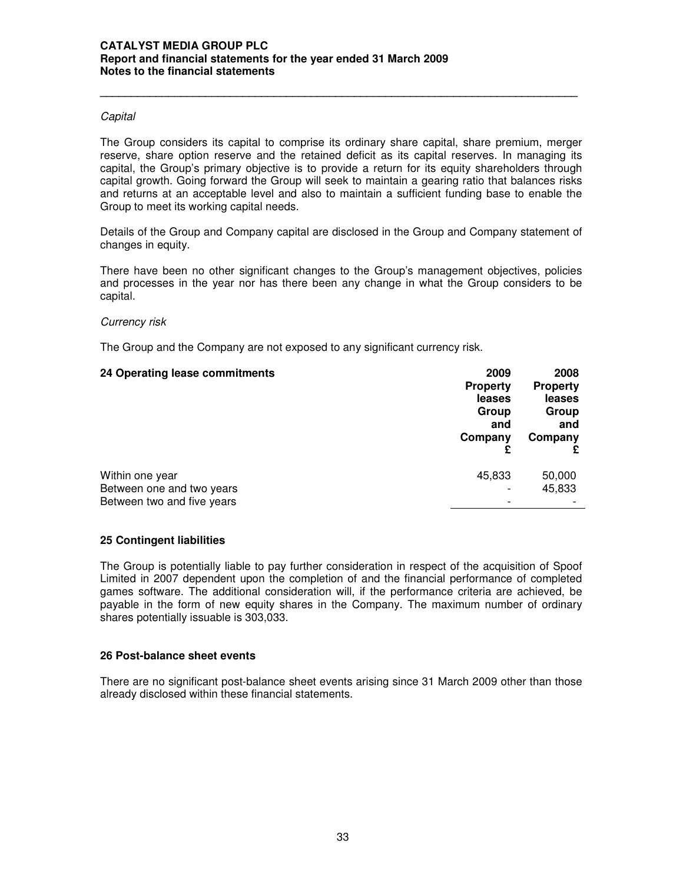*Capital*

The Group considers its capital to comprise its ordinary share capital, share premium, merger reserve, share option reserve and the retained deficit as its capital reserves. In managing its capital, the Group's primary objective is to provide a return for its equity shareholders through capital growth. Going forward the Group will seek to maintain a gearing ratio that balances risks and returns at an acceptable level and also to maintain a sufficient funding base to enable the Group to meet its working capital needs.

Details of the Group and Company capital are disclosed in the Group and Company statement of changes in equity.

There have been no other significant changes to the Group's management objectives, policies and processes in the year nor has there been any change in what the Group considers to be capital.

*Currency risk*

The Group and the Company are not exposed to any significant currency risk.

## 24 Operating lease commitments

| | 2009 Property leases Group and Company £ | 2008 Property leases Group and Company £ |
|---|---|---|
| Within one year | 45,833 | 50,000 |
| Between one and two years | - | 45,833 |
| Between two and five years | - | - |

## 25 Contingent liabilities

The Group is potentially liable to pay further consideration in respect of the acquisition of Spoof Limited in 2007 dependent upon the completion of and the financial performance of completed games software. The additional consideration will, if the performance criteria are achieved, be payable in the form of new equity shares in the Company. The maximum number of ordinary shares potentially issuable is 303,033.

## 26 Post-balance sheet events

There are no significant post-balance sheet events arising since 31 March 2009 other than those already disclosed within these financial statements.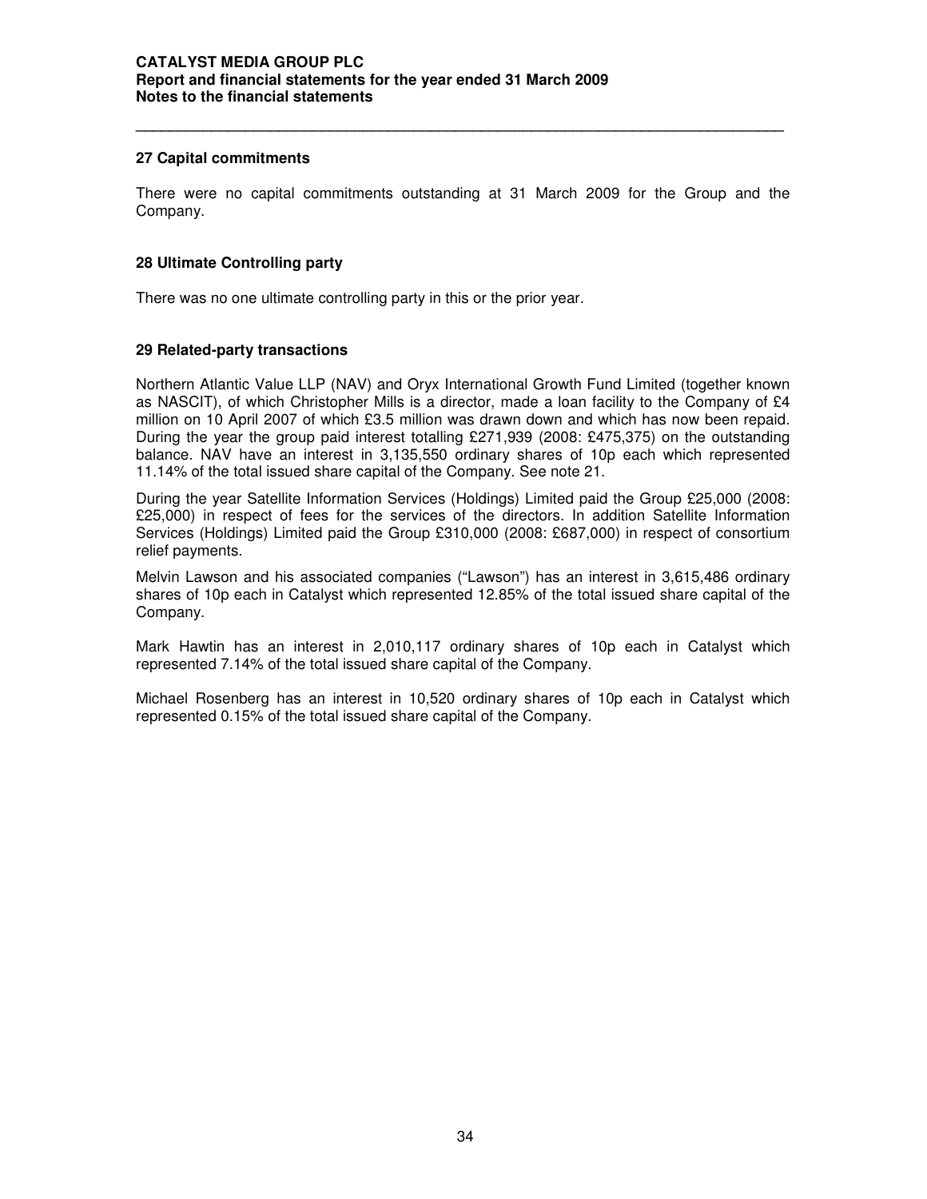## 27 Capital commitments

There were no capital commitments outstanding at 31 March 2009 for the Group and the Company.

## 28 Ultimate Controlling party

There was no one ultimate controlling party in this or the prior year.

## 29 Related-party transactions

Northern Atlantic Value LLP (NAV) and Oryx International Growth Fund Limited (together known as NASCIT), of which Christopher Mills is a director, made a loan facility to the Company of £4 million on 10 April 2007 of which £3.5 million was drawn down and which has now been repaid. During the year the group paid interest totalling £271,939 (2008: £475,375) on the outstanding balance. NAV have an interest in 3,135,550 ordinary shares of 10p each which represented 11.14% of the total issued share capital of the Company. See note 21.

During the year Satellite Information Services (Holdings) Limited paid the Group £25,000 (2008: £25,000) in respect of fees for the services of the directors. In addition Satellite Information Services (Holdings) Limited paid the Group £310,000 (2008: £687,000) in respect of consortium relief payments.

Melvin Lawson and his associated companies ("Lawson") has an interest in 3,615,486 ordinary shares of 10p each in Catalyst which represented 12.85% of the total issued share capital of the Company.

Mark Hawtin has an interest in 2,010,117 ordinary shares of 10p each in Catalyst which represented 7.14% of the total issued share capital of the Company.

Michael Rosenberg has an interest in 10,520 ordinary shares of 10p each in Catalyst which represented 0.15% of the total issued share capital of the Company.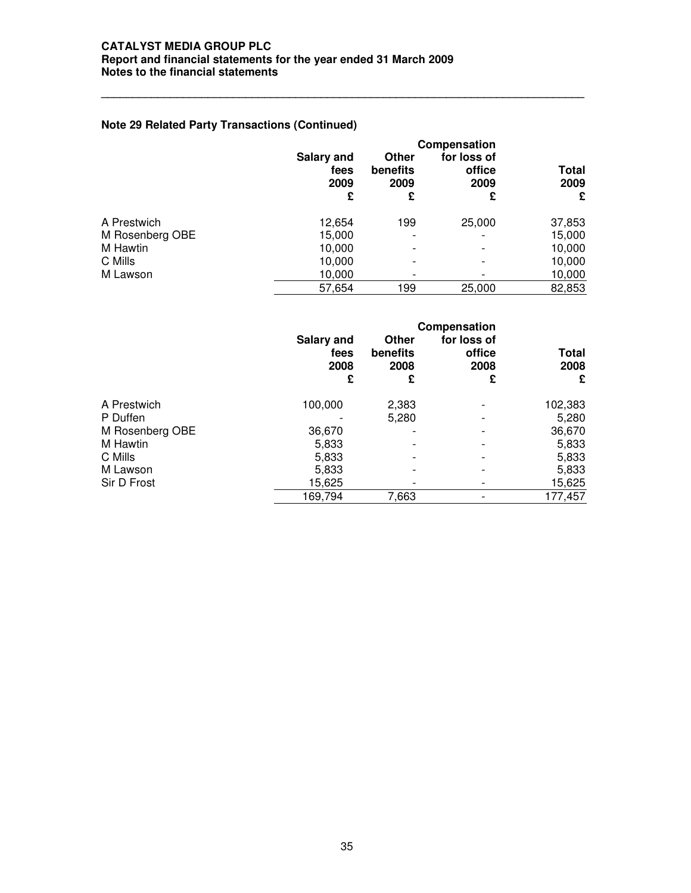### Note 29 Related Party Transactions (Continued)

| | Salary and fees 2009 £ | Other benefits 2009 £ | Compensation for loss of office 2009 £ | Total 2009 £ |
|---|---|---|---|---|
| A Prestwich | 12,654 | 199 | 25,000 | 37,853 |
| M Rosenberg OBE | 15,000 | - | - | 15,000 |
| M Hawtin | 10,000 | - | - | 10,000 |
| C Mills | 10,000 | - | - | 10,000 |
| M Lawson | 10,000 | - | - | 10,000 |
| | 57,654 | 199 | 25,000 | 82,853 |

| | Salary and fees 2008 £ | Other benefits 2008 £ | Compensation for loss of office 2008 £ | Total 2008 £ |
|---|---|---|---|---|
| A Prestwich | 100,000 | 2,383 | - | 102,383 |
| P Duffen | - | 5,280 | - | 5,280 |
| M Rosenberg OBE | 36,670 | - | - | 36,670 |
| M Hawtin | 5,833 | - | - | 5,833 |
| C Mills | 5,833 | - | - | 5,833 |
| M Lawson | 5,833 | - | - | 5,833 |
| Sir D Frost | 15,625 | - | - | 15,625 |
| | 169,794 | 7,663 | - | 177,457 |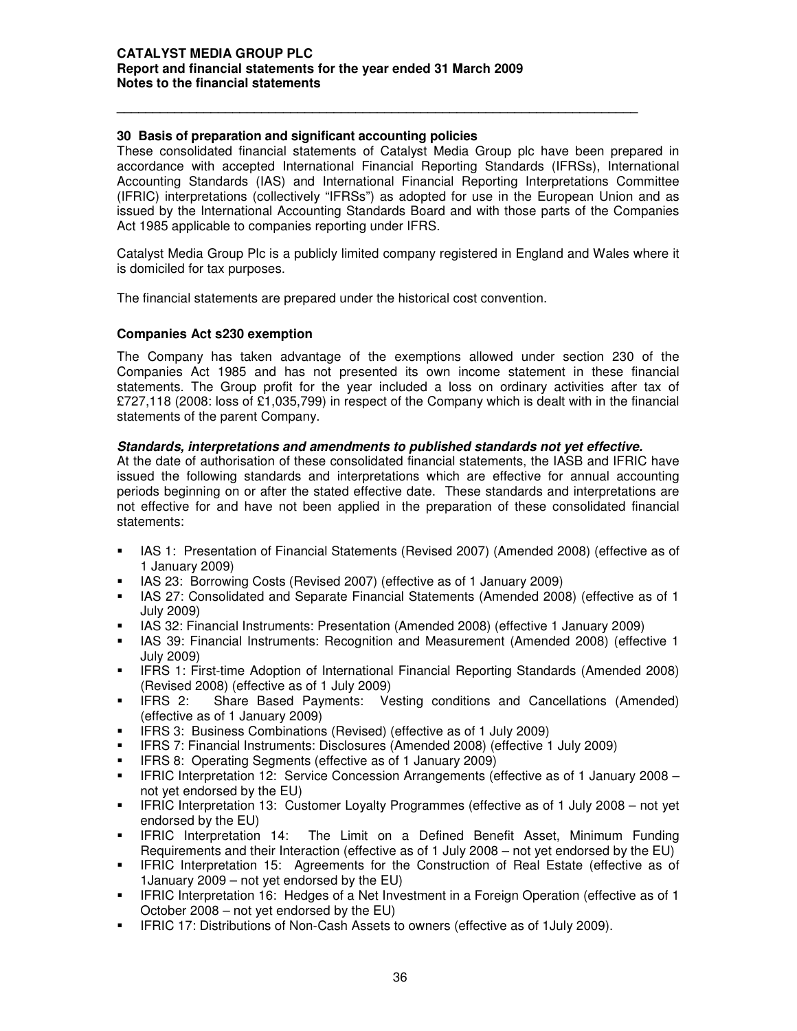## 30 Basis of preparation and significant accounting policies

These consolidated financial statements of Catalyst Media Group plc have been prepared in accordance with accepted International Financial Reporting Standards (IFRSs), International Accounting Standards (IAS) and International Financial Reporting Interpretations Committee (IFRIC) interpretations (collectively "IFRSs") as adopted for use in the European Union and as issued by the International Accounting Standards Board and with those parts of the Companies Act 1985 applicable to companies reporting under IFRS.

Catalyst Media Group Plc is a publicly limited company registered in England and Wales where it is domiciled for tax purposes.

The financial statements are prepared under the historical cost convention.

### Companies Act s230 exemption

The Company has taken advantage of the exemptions allowed under section 230 of the Companies Act 1985 and has not presented its own income statement in these financial statements. The Group profit for the year included a loss on ordinary activities after tax of £727,118 (2008: loss of £1,035,799) in respect of the Company which is dealt with in the financial statements of the parent Company.

***Standards, interpretations and amendments to published standards not yet effective.***

At the date of authorisation of these consolidated financial statements, the IASB and IFRIC have issued the following standards and interpretations which are effective for annual accounting periods beginning on or after the stated effective date. These standards and interpretations are not effective for and have not been applied in the preparation of these consolidated financial statements:

- IAS 1: Presentation of Financial Statements (Revised 2007) (Amended 2008) (effective as of 1 January 2009)
- IAS 23: Borrowing Costs (Revised 2007) (effective as of 1 January 2009)
- IAS 27: Consolidated and Separate Financial Statements (Amended 2008) (effective as of 1 July 2009)
- IAS 32: Financial Instruments: Presentation (Amended 2008) (effective 1 January 2009)
- IAS 39: Financial Instruments: Recognition and Measurement (Amended 2008) (effective 1 July 2009)
- IFRS 1: First-time Adoption of International Financial Reporting Standards (Amended 2008) (Revised 2008) (effective as of 1 July 2009)
- IFRS 2: Share Based Payments: Vesting conditions and Cancellations (Amended) (effective as of 1 January 2009)
- IFRS 3: Business Combinations (Revised) (effective as of 1 July 2009)
- IFRS 7: Financial Instruments: Disclosures (Amended 2008) (effective 1 July 2009)
- IFRS 8: Operating Segments (effective as of 1 January 2009)
- IFRIC Interpretation 12: Service Concession Arrangements (effective as of 1 January 2008 – not yet endorsed by the EU)
- IFRIC Interpretation 13: Customer Loyalty Programmes (effective as of 1 July 2008 – not yet endorsed by the EU)
- IFRIC Interpretation 14: The Limit on a Defined Benefit Asset, Minimum Funding Requirements and their Interaction (effective as of 1 July 2008 – not yet endorsed by the EU)
- IFRIC Interpretation 15: Agreements for the Construction of Real Estate (effective as of 1January 2009 – not yet endorsed by the EU)
- IFRIC Interpretation 16: Hedges of a Net Investment in a Foreign Operation (effective as of 1 October 2008 – not yet endorsed by the EU)
- IFRIC 17: Distributions of Non-Cash Assets to owners (effective as of 1July 2009).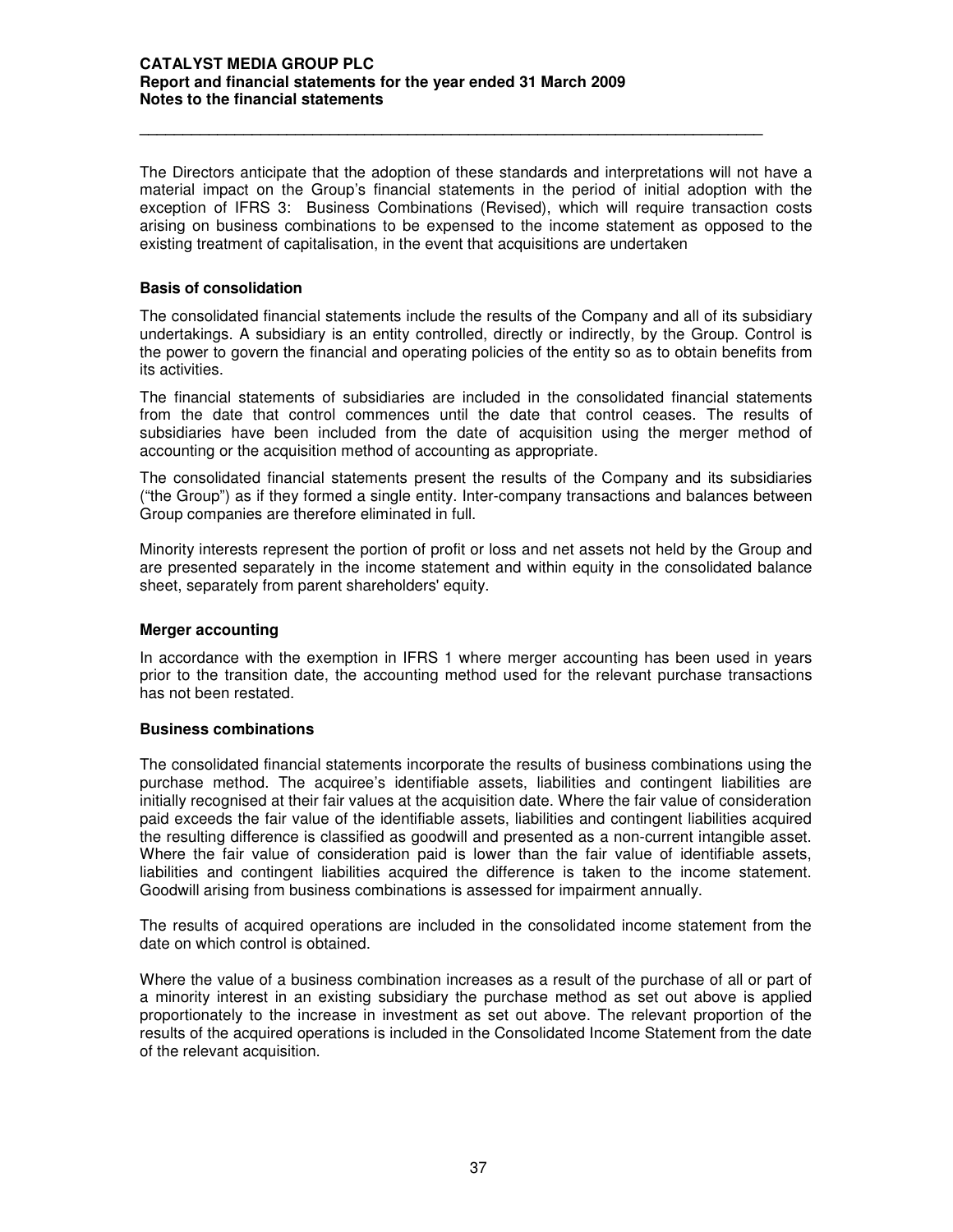The Directors anticipate that the adoption of these standards and interpretations will not have a material impact on the Group's financial statements in the period of initial adoption with the exception of IFRS 3: Business Combinations (Revised), which will require transaction costs arising on business combinations to be expensed to the income statement as opposed to the existing treatment of capitalisation, in the event that acquisitions are undertaken

**Basis of consolidation**

The consolidated financial statements include the results of the Company and all of its subsidiary undertakings. A subsidiary is an entity controlled, directly or indirectly, by the Group. Control is the power to govern the financial and operating policies of the entity so as to obtain benefits from its activities.

The financial statements of subsidiaries are included in the consolidated financial statements from the date that control commences until the date that control ceases. The results of subsidiaries have been included from the date of acquisition using the merger method of accounting or the acquisition method of accounting as appropriate.

The consolidated financial statements present the results of the Company and its subsidiaries ("the Group") as if they formed a single entity. Inter-company transactions and balances between Group companies are therefore eliminated in full.

Minority interests represent the portion of profit or loss and net assets not held by the Group and are presented separately in the income statement and within equity in the consolidated balance sheet, separately from parent shareholders' equity.

**Merger accounting**

In accordance with the exemption in IFRS 1 where merger accounting has been used in years prior to the transition date, the accounting method used for the relevant purchase transactions has not been restated.

**Business combinations**

The consolidated financial statements incorporate the results of business combinations using the purchase method. The acquiree's identifiable assets, liabilities and contingent liabilities are initially recognised at their fair values at the acquisition date. Where the fair value of consideration paid exceeds the fair value of the identifiable assets, liabilities and contingent liabilities acquired the resulting difference is classified as goodwill and presented as a non-current intangible asset. Where the fair value of consideration paid is lower than the fair value of identifiable assets, liabilities and contingent liabilities acquired the difference is taken to the income statement. Goodwill arising from business combinations is assessed for impairment annually.

The results of acquired operations are included in the consolidated income statement from the date on which control is obtained.

Where the value of a business combination increases as a result of the purchase of all or part of a minority interest in an existing subsidiary the purchase method as set out above is applied proportionately to the increase in investment as set out above. The relevant proportion of the results of the acquired operations is included in the Consolidated Income Statement from the date of the relevant acquisition.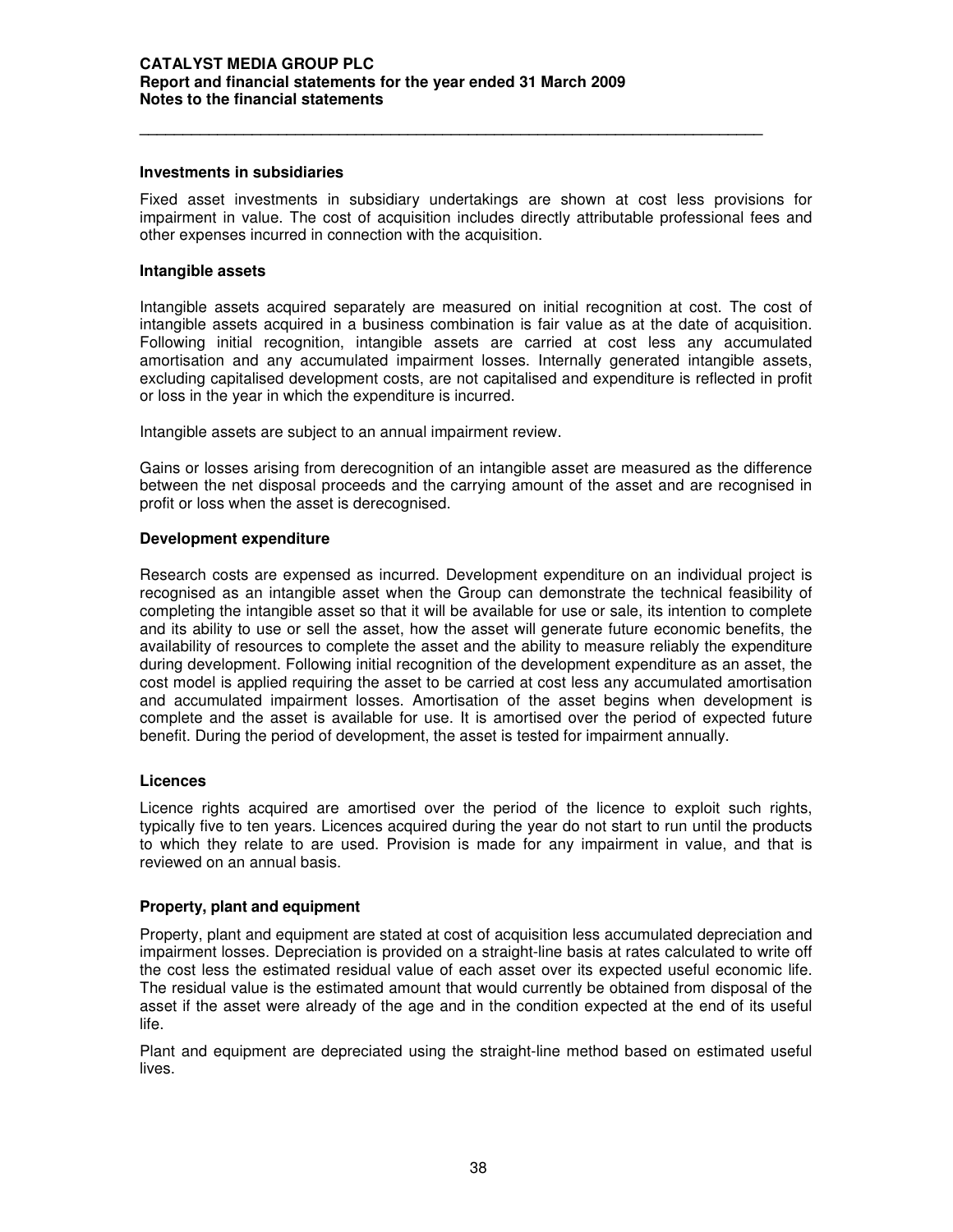### Investments in subsidiaries

Fixed asset investments in subsidiary undertakings are shown at cost less provisions for impairment in value. The cost of acquisition includes directly attributable professional fees and other expenses incurred in connection with the acquisition.

### Intangible assets

Intangible assets acquired separately are measured on initial recognition at cost. The cost of intangible assets acquired in a business combination is fair value as at the date of acquisition. Following initial recognition, intangible assets are carried at cost less any accumulated amortisation and any accumulated impairment losses. Internally generated intangible assets, excluding capitalised development costs, are not capitalised and expenditure is reflected in profit or loss in the year in which the expenditure is incurred.

Intangible assets are subject to an annual impairment review.

Gains or losses arising from derecognition of an intangible asset are measured as the difference between the net disposal proceeds and the carrying amount of the asset and are recognised in profit or loss when the asset is derecognised.

### Development expenditure

Research costs are expensed as incurred. Development expenditure on an individual project is recognised as an intangible asset when the Group can demonstrate the technical feasibility of completing the intangible asset so that it will be available for use or sale, its intention to complete and its ability to use or sell the asset, how the asset will generate future economic benefits, the availability of resources to complete the asset and the ability to measure reliably the expenditure during development. Following initial recognition of the development expenditure as an asset, the cost model is applied requiring the asset to be carried at cost less any accumulated amortisation and accumulated impairment losses. Amortisation of the asset begins when development is complete and the asset is available for use. It is amortised over the period of expected future benefit. During the period of development, the asset is tested for impairment annually.

### Licences

Licence rights acquired are amortised over the period of the licence to exploit such rights, typically five to ten years. Licences acquired during the year do not start to run until the products to which they relate to are used. Provision is made for any impairment in value, and that is reviewed on an annual basis.

### Property, plant and equipment

Property, plant and equipment are stated at cost of acquisition less accumulated depreciation and impairment losses. Depreciation is provided on a straight-line basis at rates calculated to write off the cost less the estimated residual value of each asset over its expected useful economic life. The residual value is the estimated amount that would currently be obtained from disposal of the asset if the asset were already of the age and in the condition expected at the end of its useful life.

Plant and equipment are depreciated using the straight-line method based on estimated useful lives.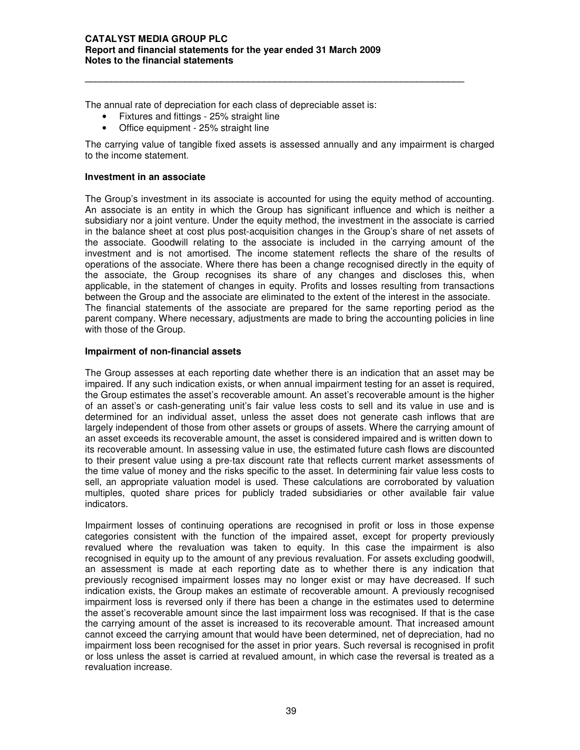The annual rate of depreciation for each class of depreciable asset is:

- Fixtures and fittings - 25% straight line
- Office equipment - 25% straight line

The carrying value of tangible fixed assets is assessed annually and any impairment is charged to the income statement.

**Investment in an associate**

The Group's investment in its associate is accounted for using the equity method of accounting. An associate is an entity in which the Group has significant influence and which is neither a subsidiary nor a joint venture. Under the equity method, the investment in the associate is carried in the balance sheet at cost plus post-acquisition changes in the Group's share of net assets of the associate. Goodwill relating to the associate is included in the carrying amount of the investment and is not amortised. The income statement reflects the share of the results of operations of the associate. Where there has been a change recognised directly in the equity of the associate, the Group recognises its share of any changes and discloses this, when applicable, in the statement of changes in equity. Profits and losses resulting from transactions between the Group and the associate are eliminated to the extent of the interest in the associate. The financial statements of the associate are prepared for the same reporting period as the parent company. Where necessary, adjustments are made to bring the accounting policies in line with those of the Group.

**Impairment of non-financial assets**

The Group assesses at each reporting date whether there is an indication that an asset may be impaired. If any such indication exists, or when annual impairment testing for an asset is required, the Group estimates the asset's recoverable amount. An asset's recoverable amount is the higher of an asset's or cash-generating unit's fair value less costs to sell and its value in use and is determined for an individual asset, unless the asset does not generate cash inflows that are largely independent of those from other assets or groups of assets. Where the carrying amount of an asset exceeds its recoverable amount, the asset is considered impaired and is written down to its recoverable amount. In assessing value in use, the estimated future cash flows are discounted to their present value using a pre-tax discount rate that reflects current market assessments of the time value of money and the risks specific to the asset. In determining fair value less costs to sell, an appropriate valuation model is used. These calculations are corroborated by valuation multiples, quoted share prices for publicly traded subsidiaries or other available fair value indicators.

Impairment losses of continuing operations are recognised in profit or loss in those expense categories consistent with the function of the impaired asset, except for property previously revalued where the revaluation was taken to equity. In this case the impairment is also recognised in equity up to the amount of any previous revaluation. For assets excluding goodwill, an assessment is made at each reporting date as to whether there is any indication that previously recognised impairment losses may no longer exist or may have decreased. If such indication exists, the Group makes an estimate of recoverable amount. A previously recognised impairment loss is reversed only if there has been a change in the estimates used to determine the asset's recoverable amount since the last impairment loss was recognised. If that is the case the carrying amount of the asset is increased to its recoverable amount. That increased amount cannot exceed the carrying amount that would have been determined, net of depreciation, had no impairment loss been recognised for the asset in prior years. Such reversal is recognised in profit or loss unless the asset is carried at revalued amount, in which case the reversal is treated as a revaluation increase.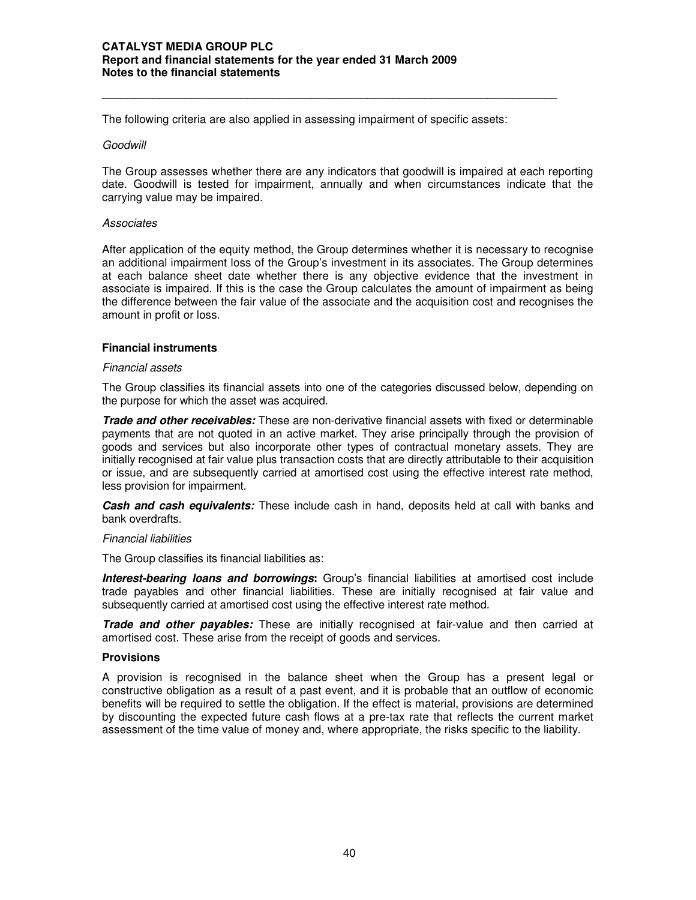The following criteria are also applied in assessing impairment of specific assets:

*Goodwill*

The Group assesses whether there are any indicators that goodwill is impaired at each reporting date. Goodwill is tested for impairment, annually and when circumstances indicate that the carrying value may be impaired.

*Associates*

After application of the equity method, the Group determines whether it is necessary to recognise an additional impairment loss of the Group's investment in its associates. The Group determines at each balance sheet date whether there is any objective evidence that the investment in associate is impaired. If this is the case the Group calculates the amount of impairment as being the difference between the fair value of the associate and the acquisition cost and recognises the amount in profit or loss.

**Financial instruments**

*Financial assets*

The Group classifies its financial assets into one of the categories discussed below, depending on the purpose for which the asset was acquired.

***Trade and other receivables:*** These are non-derivative financial assets with fixed or determinable payments that are not quoted in an active market. They arise principally through the provision of goods and services but also incorporate other types of contractual monetary assets. They are initially recognised at fair value plus transaction costs that are directly attributable to their acquisition or issue, and are subsequently carried at amortised cost using the effective interest rate method, less provision for impairment.

***Cash and cash equivalents:*** These include cash in hand, deposits held at call with banks and bank overdrafts.

*Financial liabilities*

The Group classifies its financial liabilities as:

***Interest-bearing loans and borrowings*:** Group's financial liabilities at amortised cost include trade payables and other financial liabilities. These are initially recognised at fair value and subsequently carried at amortised cost using the effective interest rate method.

***Trade and other payables:*** These are initially recognised at fair-value and then carried at amortised cost. These arise from the receipt of goods and services.

**Provisions**

A provision is recognised in the balance sheet when the Group has a present legal or constructive obligation as a result of a past event, and it is probable that an outflow of economic benefits will be required to settle the obligation. If the effect is material, provisions are determined by discounting the expected future cash flows at a pre-tax rate that reflects the current market assessment of the time value of money and, where appropriate, the risks specific to the liability.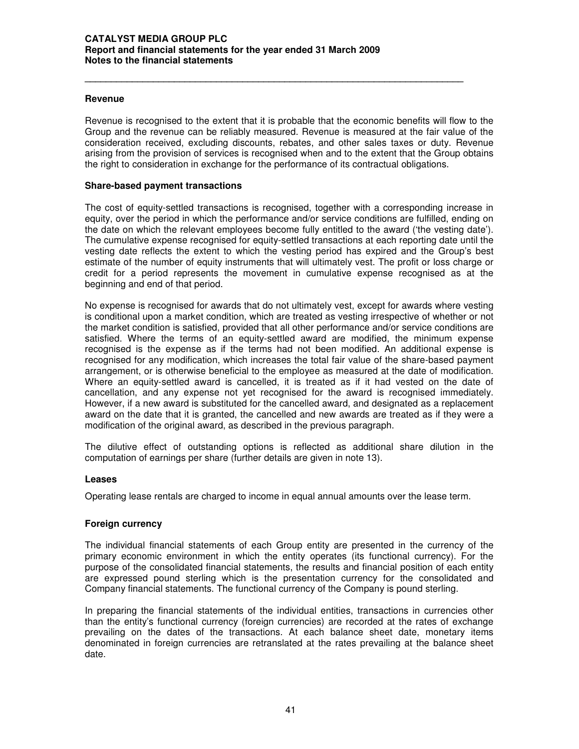### Revenue

Revenue is recognised to the extent that it is probable that the economic benefits will flow to the Group and the revenue can be reliably measured. Revenue is measured at the fair value of the consideration received, excluding discounts, rebates, and other sales taxes or duty. Revenue arising from the provision of services is recognised when and to the extent that the Group obtains the right to consideration in exchange for the performance of its contractual obligations.

### Share-based payment transactions

The cost of equity-settled transactions is recognised, together with a corresponding increase in equity, over the period in which the performance and/or service conditions are fulfilled, ending on the date on which the relevant employees become fully entitled to the award ('the vesting date'). The cumulative expense recognised for equity-settled transactions at each reporting date until the vesting date reflects the extent to which the vesting period has expired and the Group's best estimate of the number of equity instruments that will ultimately vest. The profit or loss charge or credit for a period represents the movement in cumulative expense recognised as at the beginning and end of that period.

No expense is recognised for awards that do not ultimately vest, except for awards where vesting is conditional upon a market condition, which are treated as vesting irrespective of whether or not the market condition is satisfied, provided that all other performance and/or service conditions are satisfied. Where the terms of an equity-settled award are modified, the minimum expense recognised is the expense as if the terms had not been modified. An additional expense is recognised for any modification, which increases the total fair value of the share-based payment arrangement, or is otherwise beneficial to the employee as measured at the date of modification. Where an equity-settled award is cancelled, it is treated as if it had vested on the date of cancellation, and any expense not yet recognised for the award is recognised immediately. However, if a new award is substituted for the cancelled award, and designated as a replacement award on the date that it is granted, the cancelled and new awards are treated as if they were a modification of the original award, as described in the previous paragraph.

The dilutive effect of outstanding options is reflected as additional share dilution in the computation of earnings per share (further details are given in note 13).

### Leases

Operating lease rentals are charged to income in equal annual amounts over the lease term.

### Foreign currency

The individual financial statements of each Group entity are presented in the currency of the primary economic environment in which the entity operates (its functional currency). For the purpose of the consolidated financial statements, the results and financial position of each entity are expressed pound sterling which is the presentation currency for the consolidated and Company financial statements. The functional currency of the Company is pound sterling.

In preparing the financial statements of the individual entities, transactions in currencies other than the entity's functional currency (foreign currencies) are recorded at the rates of exchange prevailing on the dates of the transactions. At each balance sheet date, monetary items denominated in foreign currencies are retranslated at the rates prevailing at the balance sheet date.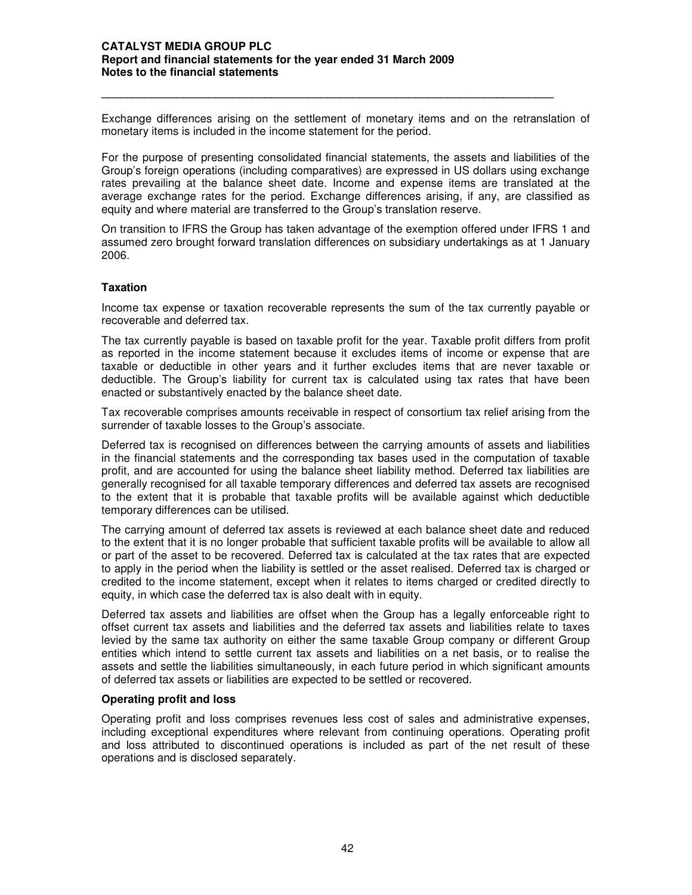Exchange differences arising on the settlement of monetary items and on the retranslation of monetary items is included in the income statement for the period.

For the purpose of presenting consolidated financial statements, the assets and liabilities of the Group's foreign operations (including comparatives) are expressed in US dollars using exchange rates prevailing at the balance sheet date. Income and expense items are translated at the average exchange rates for the period. Exchange differences arising, if any, are classified as equity and where material are transferred to the Group's translation reserve.

On transition to IFRS the Group has taken advantage of the exemption offered under IFRS 1 and assumed zero brought forward translation differences on subsidiary undertakings as at 1 January 2006.

**Taxation**

Income tax expense or taxation recoverable represents the sum of the tax currently payable or recoverable and deferred tax.

The tax currently payable is based on taxable profit for the year. Taxable profit differs from profit as reported in the income statement because it excludes items of income or expense that are taxable or deductible in other years and it further excludes items that are never taxable or deductible. The Group's liability for current tax is calculated using tax rates that have been enacted or substantively enacted by the balance sheet date.

Tax recoverable comprises amounts receivable in respect of consortium tax relief arising from the surrender of taxable losses to the Group's associate.

Deferred tax is recognised on differences between the carrying amounts of assets and liabilities in the financial statements and the corresponding tax bases used in the computation of taxable profit, and are accounted for using the balance sheet liability method. Deferred tax liabilities are generally recognised for all taxable temporary differences and deferred tax assets are recognised to the extent that it is probable that taxable profits will be available against which deductible temporary differences can be utilised.

The carrying amount of deferred tax assets is reviewed at each balance sheet date and reduced to the extent that it is no longer probable that sufficient taxable profits will be available to allow all or part of the asset to be recovered. Deferred tax is calculated at the tax rates that are expected to apply in the period when the liability is settled or the asset realised. Deferred tax is charged or credited to the income statement, except when it relates to items charged or credited directly to equity, in which case the deferred tax is also dealt with in equity.

Deferred tax assets and liabilities are offset when the Group has a legally enforceable right to offset current tax assets and liabilities and the deferred tax assets and liabilities relate to taxes levied by the same tax authority on either the same taxable Group company or different Group entities which intend to settle current tax assets and liabilities on a net basis, or to realise the assets and settle the liabilities simultaneously, in each future period in which significant amounts of deferred tax assets or liabilities are expected to be settled or recovered.

**Operating profit and loss**

Operating profit and loss comprises revenues less cost of sales and administrative expenses, including exceptional expenditures where relevant from continuing operations. Operating profit and loss attributed to discontinued operations is included as part of the net result of these operations and is disclosed separately.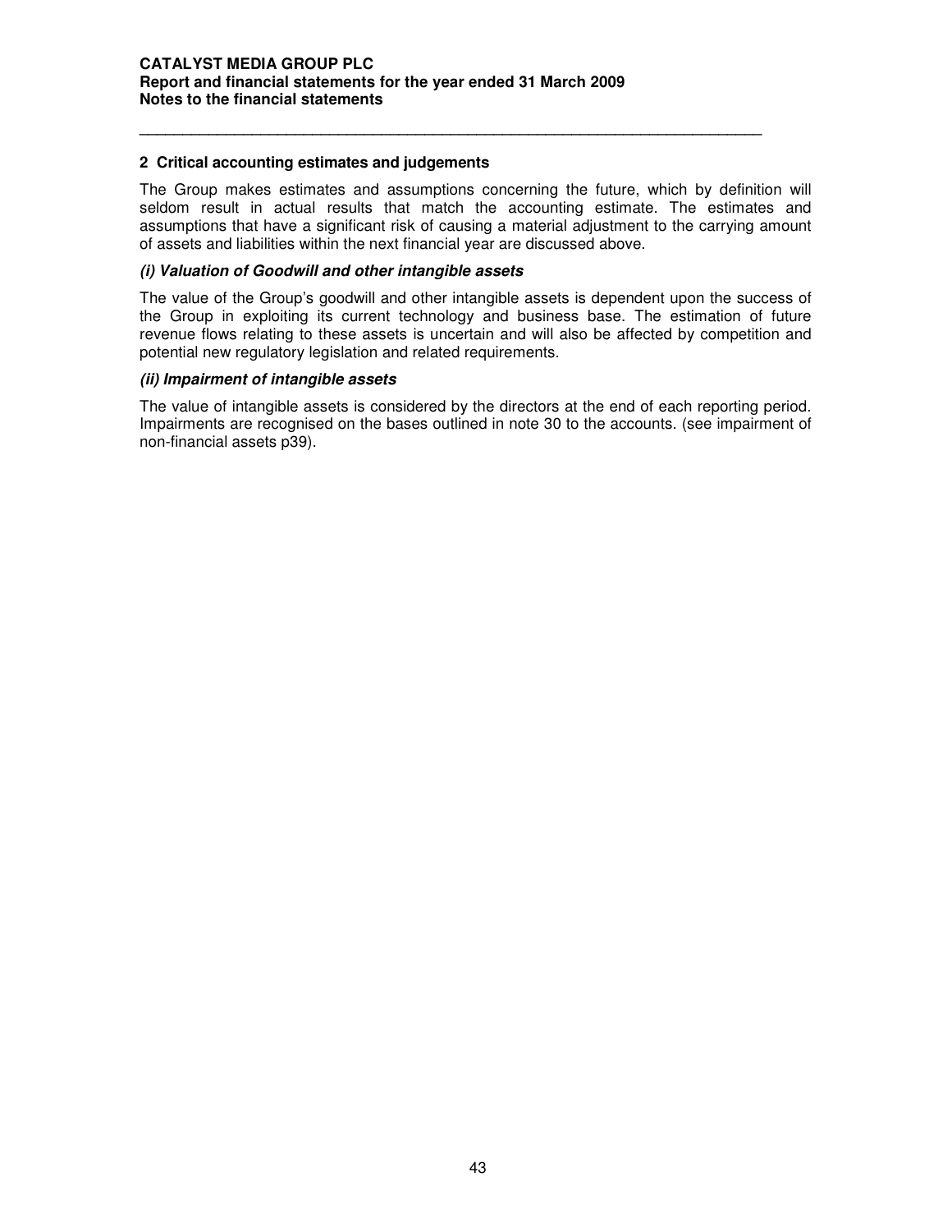## 2 Critical accounting estimates and judgements

The Group makes estimates and assumptions concerning the future, which by definition will seldom result in actual results that match the accounting estimate. The estimates and assumptions that have a significant risk of causing a material adjustment to the carrying amount of assets and liabilities within the next financial year are discussed above.

### *(i) Valuation of Goodwill and other intangible assets*

The value of the Group's goodwill and other intangible assets is dependent upon the success of the Group in exploiting its current technology and business base. The estimation of future revenue flows relating to these assets is uncertain and will also be affected by competition and potential new regulatory legislation and related requirements.

### *(ii) Impairment of intangible assets*

The value of intangible assets is considered by the directors at the end of each reporting period. Impairments are recognised on the bases outlined in note 30 to the accounts. (see impairment of non-financial assets p39).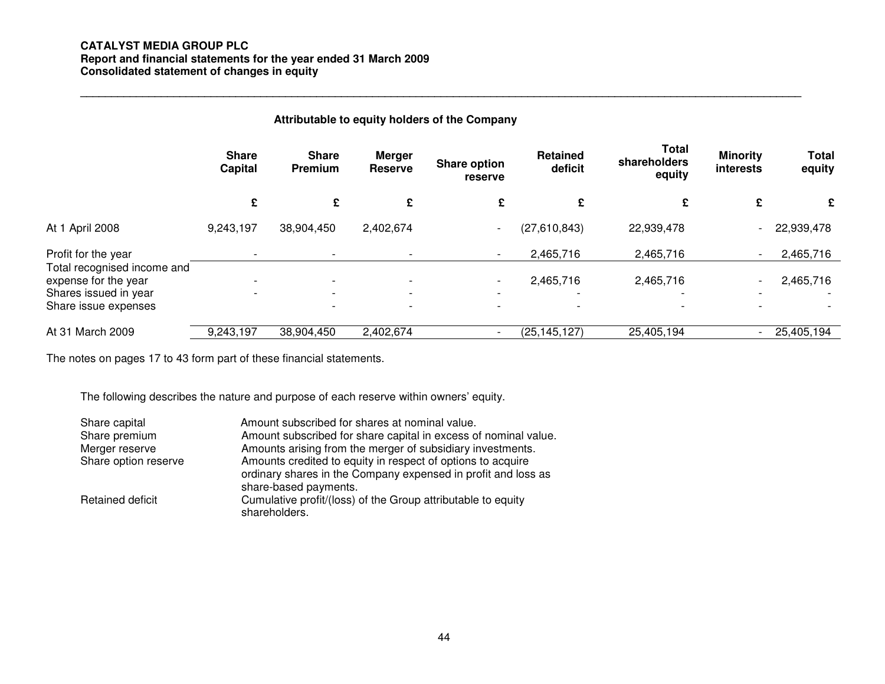**CATALYST MEDIA GROUP PLC**
**Report and financial statements for the year ended 31 March 2009**
**Consolidated statement of changes in equity**

**Attributable to equity holders of the Company**

| | Share Capital | Share Premium | Merger Reserve | Share option reserve | Retained deficit | Total shareholders equity | Minority interests | Total equity |
|---|---|---|---|---|---|---|---|---|
| | £ | £ | £ | £ | £ | £ | £ | £ |
| At 1 April 2008 | 9,243,197 | 38,904,450 | 2,402,674 | - | (27,610,843) | 22,939,478 | - | 22,939,478 |
| Profit for the year | - | - | - | - | 2,465,716 | 2,465,716 | - | 2,465,716 |
| Total recognised income and expense for the year | - | - | - | - | 2,465,716 | 2,465,716 | - | 2,465,716 |
| Shares issued in year | - | - | - | - | - | - | - | - |
| Share issue expenses | | - | - | - | - | - | - | - |
| At 31 March 2009 | 9,243,197 | 38,904,450 | 2,402,674 | - | (25,145,127) | 25,405,194 | - | 25,405,194 |

The notes on pages 17 to 43 form part of these financial statements.

The following describes the nature and purpose of each reserve within owners' equity.

| | |
|---|---|
| Share capital | Amount subscribed for shares at nominal value. |
| Share premium | Amount subscribed for share capital in excess of nominal value. |
| Merger reserve | Amounts arising from the merger of subsidiary investments. |
| Share option reserve | Amounts credited to equity in respect of options to acquire ordinary shares in the Company expensed in profit and loss as share-based payments. |
| Retained deficit | Cumulative profit/(loss) of the Group attributable to equity shareholders. |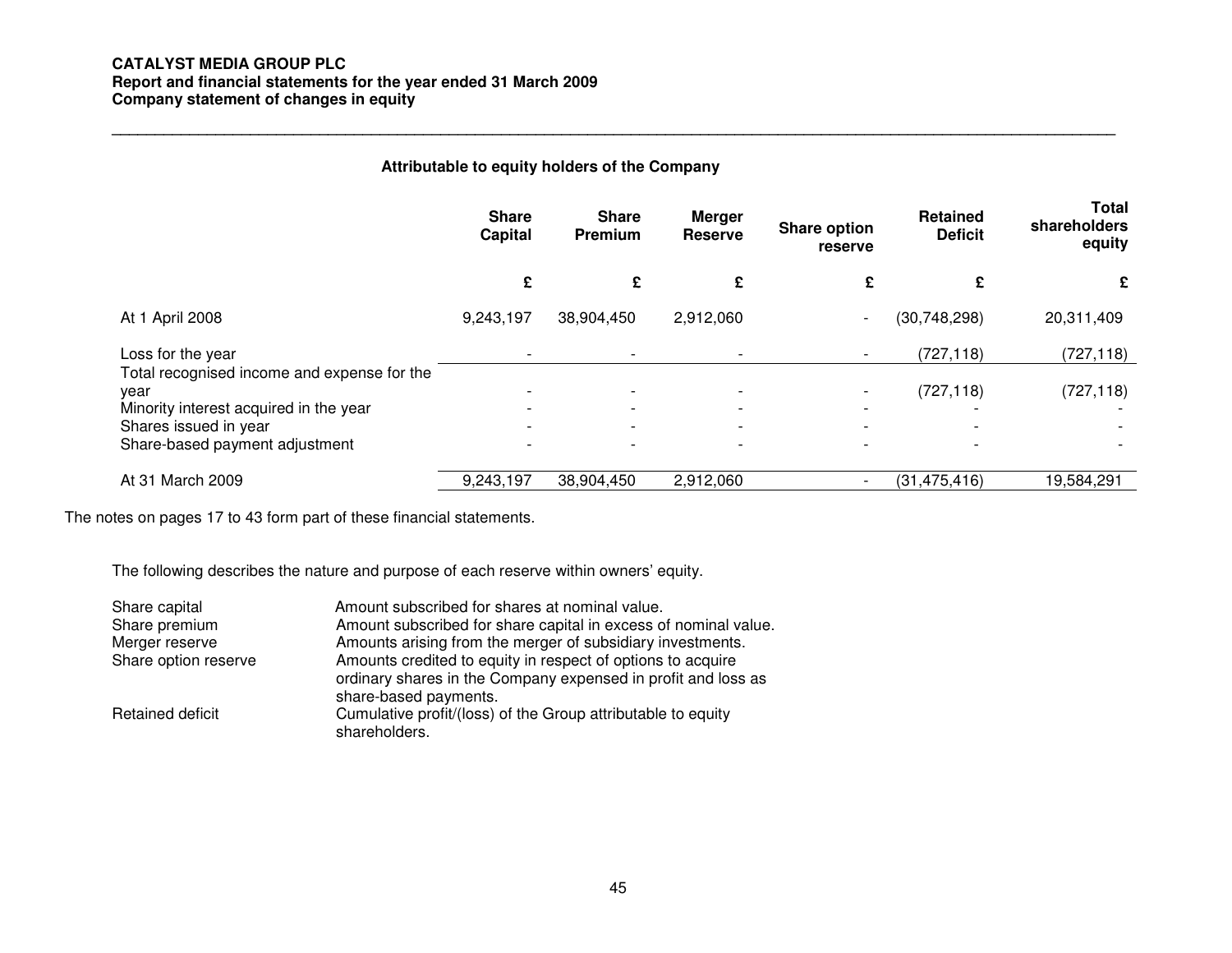**CATALYST MEDIA GROUP PLC**
**Report and financial statements for the year ended 31 March 2009**
**Company statement of changes in equity**

**Attributable to equity holders of the Company**

| | Share Capital | Share Premium | Merger Reserve | Share option reserve | Retained Deficit | Total shareholders equity |
|---|---|---|---|---|---|---|
| | £ | £ | £ | £ | £ | £ |
| At 1 April 2008 | 9,243,197 | 38,904,450 | 2,912,060 | - | (30,748,298) | 20,311,409 |
| Loss for the year | - | - | - | - | (727,118) | (727,118) |
| Total recognised income and expense for the year | - | - | - | - | (727,118) | (727,118) |
| Minority interest acquired in the year | - | - | - | - | - | - |
| Shares issued in year | - | - | - | - | - | - |
| Share-based payment adjustment | - | - | - | - | - | - |
| At 31 March 2009 | 9,243,197 | 38,904,450 | 2,912,060 | - | (31,475,416) | 19,584,291 |

The notes on pages 17 to 43 form part of these financial statements.

The following describes the nature and purpose of each reserve within owners' equity.

| | |
|---|---|
| Share capital | Amount subscribed for shares at nominal value. |
| Share premium | Amount subscribed for share capital in excess of nominal value. |
| Merger reserve | Amounts arising from the merger of subsidiary investments. |
| Share option reserve | Amounts credited to equity in respect of options to acquire ordinary shares in the Company expensed in profit and loss as share-based payments. |
| Retained deficit | Cumulative profit/(loss) of the Group attributable to equity shareholders. |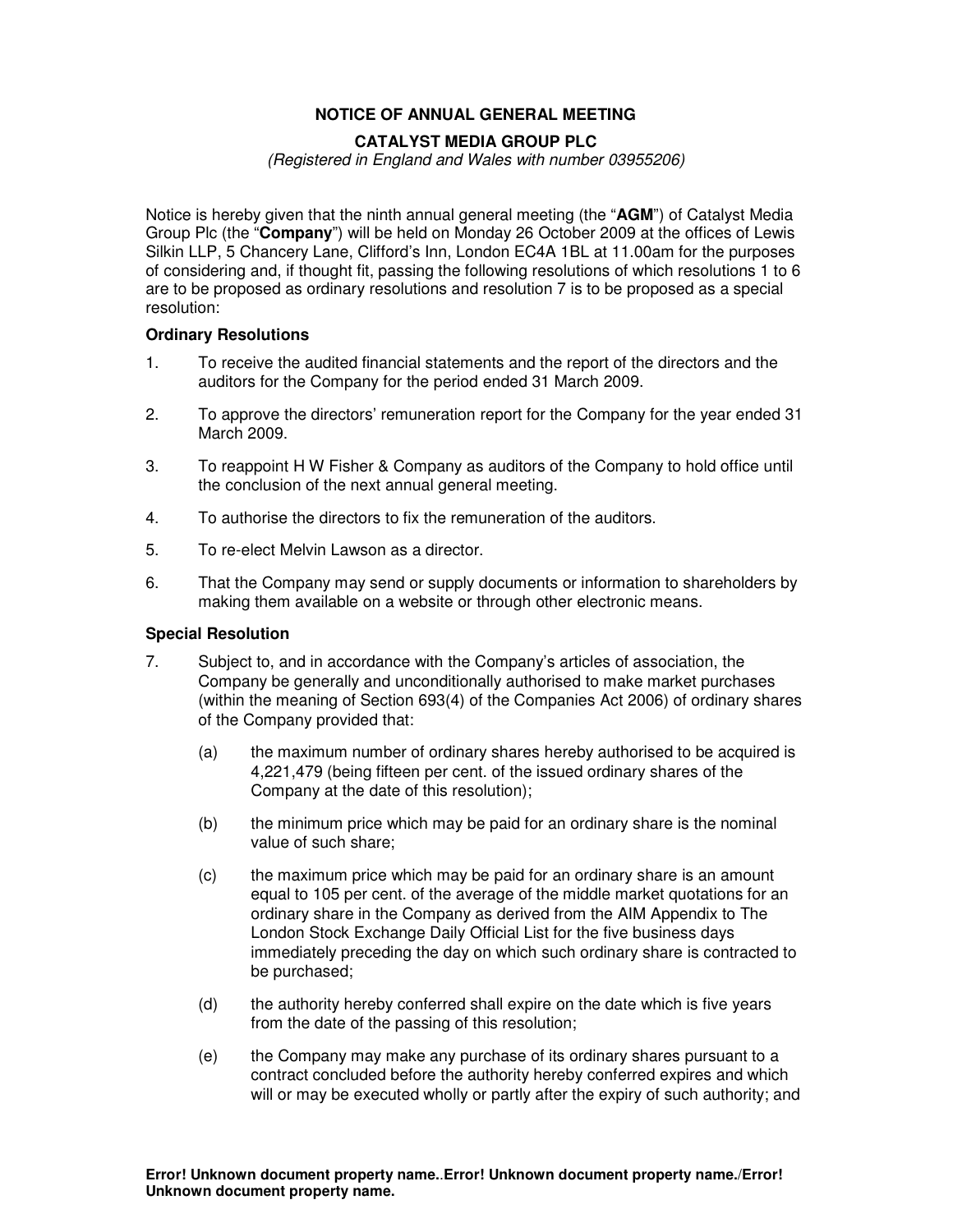# NOTICE OF ANNUAL GENERAL MEETING

## CATALYST MEDIA GROUP PLC

*(Registered in England and Wales with number 03955206)*

Notice is hereby given that the ninth annual general meeting (the "**AGM**") of Catalyst Media Group Plc (the "**Company**") will be held on Monday 26 October 2009 at the offices of Lewis Silkin LLP, 5 Chancery Lane, Clifford's Inn, London EC4A 1BL at 11.00am for the purposes of considering and, if thought fit, passing the following resolutions of which resolutions 1 to 6 are to be proposed as ordinary resolutions and resolution 7 is to be proposed as a special resolution:

### Ordinary Resolutions

1. To receive the audited financial statements and the report of the directors and the auditors for the Company for the period ended 31 March 2009.
2. To approve the directors' remuneration report for the Company for the year ended 31 March 2009.
3. To reappoint H W Fisher & Company as auditors of the Company to hold office until the conclusion of the next annual general meeting.
4. To authorise the directors to fix the remuneration of the auditors.
5. To re-elect Melvin Lawson as a director.
6. That the Company may send or supply documents or information to shareholders by making them available on a website or through other electronic means.

### Special Resolution

7. Subject to, and in accordance with the Company's articles of association, the Company be generally and unconditionally authorised to make market purchases (within the meaning of Section 693(4) of the Companies Act 2006) of ordinary shares of the Company provided that:

   (a) the maximum number of ordinary shares hereby authorised to be acquired is 4,221,479 (being fifteen per cent. of the issued ordinary shares of the Company at the date of this resolution);

   (b) the minimum price which may be paid for an ordinary share is the nominal value of such share;

   (c) the maximum price which may be paid for an ordinary share is an amount equal to 105 per cent. of the average of the middle market quotations for an ordinary share in the Company as derived from the AIM Appendix to The London Stock Exchange Daily Official List for the five business days immediately preceding the day on which such ordinary share is contracted to be purchased;

   (d) the authority hereby conferred shall expire on the date which is five years from the date of the passing of this resolution;

   (e) the Company may make any purchase of its ordinary shares pursuant to a contract concluded before the authority hereby conferred expires and which will or may be executed wholly or partly after the expiry of such authority; and

**Error! Unknown document property name..Error! Unknown document property name./Error! Unknown document property name.**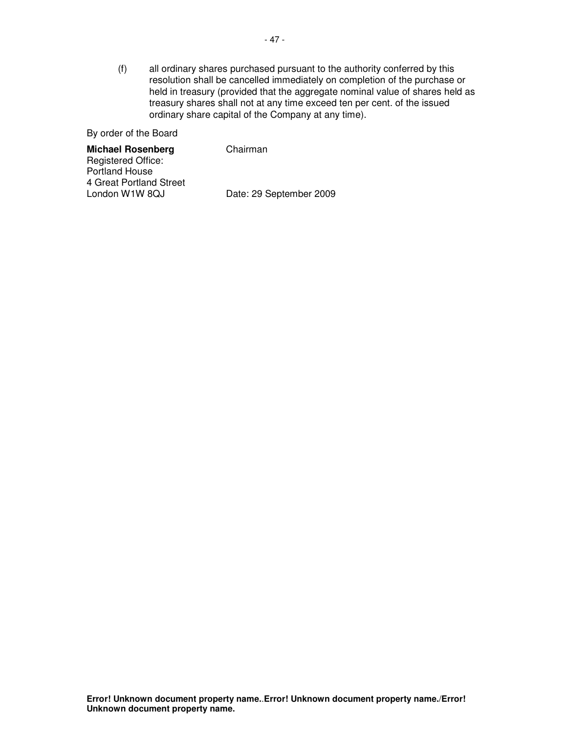(f) all ordinary shares purchased pursuant to the authority conferred by this resolution shall be cancelled immediately on completion of the purchase or held in treasury (provided that the aggregate nominal value of shares held as treasury shares shall not at any time exceed ten per cent. of the issued ordinary share capital of the Company at any time).

By order of the Board

**Michael Rosenberg** Chairman

Registered Office:
Portland House
4 Great Portland Street
London W1W 8QJ

Date: 29 September 2009

**Error! Unknown document property name..Error! Unknown document property name./Error! Unknown document property name.**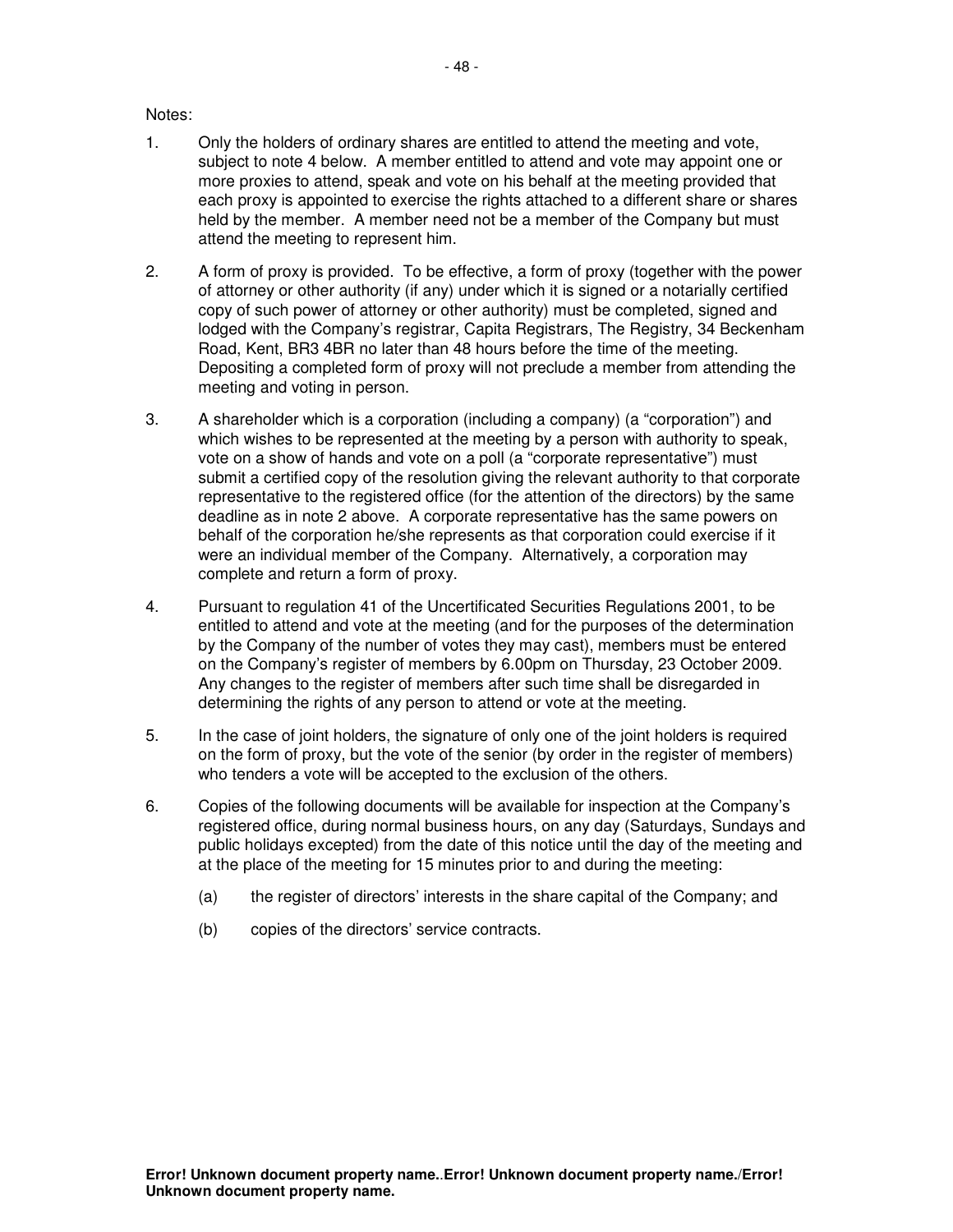Notes:

1. Only the holders of ordinary shares are entitled to attend the meeting and vote, subject to note 4 below. A member entitled to attend and vote may appoint one or more proxies to attend, speak and vote on his behalf at the meeting provided that each proxy is appointed to exercise the rights attached to a different share or shares held by the member. A member need not be a member of the Company but must attend the meeting to represent him.

2. A form of proxy is provided. To be effective, a form of proxy (together with the power of attorney or other authority (if any) under which it is signed or a notarially certified copy of such power of attorney or other authority) must be completed, signed and lodged with the Company's registrar, Capita Registrars, The Registry, 34 Beckenham Road, Kent, BR3 4BR no later than 48 hours before the time of the meeting. Depositing a completed form of proxy will not preclude a member from attending the meeting and voting in person.

3. A shareholder which is a corporation (including a company) (a "corporation") and which wishes to be represented at the meeting by a person with authority to speak, vote on a show of hands and vote on a poll (a "corporate representative") must submit a certified copy of the resolution giving the relevant authority to that corporate representative to the registered office (for the attention of the directors) by the same deadline as in note 2 above. A corporate representative has the same powers on behalf of the corporation he/she represents as that corporation could exercise if it were an individual member of the Company. Alternatively, a corporation may complete and return a form of proxy.

4. Pursuant to regulation 41 of the Uncertificated Securities Regulations 2001, to be entitled to attend and vote at the meeting (and for the purposes of the determination by the Company of the number of votes they may cast), members must be entered on the Company's register of members by 6.00pm on Thursday, 23 October 2009. Any changes to the register of members after such time shall be disregarded in determining the rights of any person to attend or vote at the meeting.

5. In the case of joint holders, the signature of only one of the joint holders is required on the form of proxy, but the vote of the senior (by order in the register of members) who tenders a vote will be accepted to the exclusion of the others.

6. Copies of the following documents will be available for inspection at the Company's registered office, during normal business hours, on any day (Saturdays, Sundays and public holidays excepted) from the date of this notice until the day of the meeting and at the place of the meeting for 15 minutes prior to and during the meeting:

   (a) the register of directors' interests in the share capital of the Company; and

   (b) copies of the directors' service contracts.